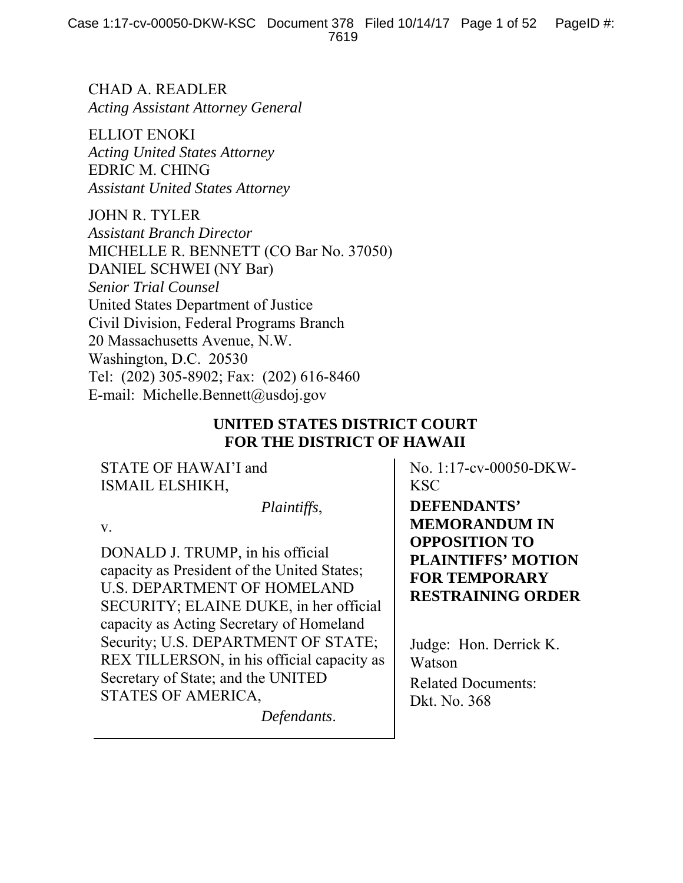CHAD A. READLER
*Acting Assistant Attorney General*

ELLIOT ENOKI
*Acting United States Attorney*
EDRIC M. CHING
*Assistant United States Attorney*

JOHN R. TYLER
*Assistant Branch Director*
MICHELLE R. BENNETT (CO Bar No. 37050)
DANIEL SCHWEI (NY Bar)
*Senior Trial Counsel*
United States Department of Justice
Civil Division, Federal Programs Branch
20 Massachusetts Avenue, N.W.
Washington, D.C. 20530
Tel: (202) 305-8902; Fax: (202) 616-8460
E-mail: Michelle.Bennett@usdoj.gov

**UNITED STATES DISTRICT COURT**
**FOR THE DISTRICT OF HAWAII**

STATE OF HAWAI'I and
ISMAIL ELSHIKH,

*Plaintiffs*,

v.

DONALD J. TRUMP, in his official capacity as President of the United States; U.S. DEPARTMENT OF HOMELAND SECURITY; ELAINE DUKE, in her official capacity as Acting Secretary of Homeland Security; U.S. DEPARTMENT OF STATE; REX TILLERSON, in his official capacity as Secretary of State; and the UNITED STATES OF AMERICA,

*Defendants*.

No. 1:17-cv-00050-DKW-KSC

**DEFENDANTS' MEMORANDUM IN OPPOSITION TO PLAINTIFFS' MOTION FOR TEMPORARY RESTRAINING ORDER**

Judge: Hon. Derrick K. Watson

Related Documents:
Dkt. No. 368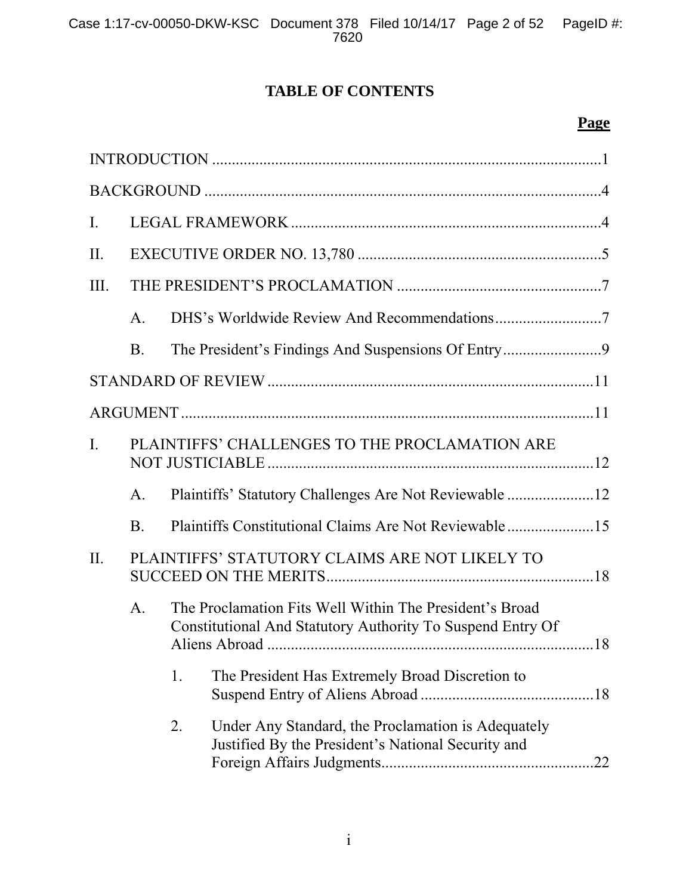# TABLE OF CONTENTS

**Page**

INTRODUCTION ... 1

BACKGROUND ... 4

I. LEGAL FRAMEWORK ... 4

II. EXECUTIVE ORDER NO. 13,780 ... 5

III. THE PRESIDENT'S PROCLAMATION ... 7

  A. DHS's Worldwide Review And Recommendations ... 7

  B. The President's Findings And Suspensions Of Entry ... 9

STANDARD OF REVIEW ... 11

ARGUMENT ... 11

I. PLAINTIFFS' CHALLENGES TO THE PROCLAMATION ARE NOT JUSTICIABLE ... 12

  A. Plaintiffs' Statutory Challenges Are Not Reviewable ... 12

  B. Plaintiffs Constitutional Claims Are Not Reviewable ... 15

II. PLAINTIFFS' STATUTORY CLAIMS ARE NOT LIKELY TO SUCCEED ON THE MERITS ... 18

  A. The Proclamation Fits Well Within The President's Broad Constitutional And Statutory Authority To Suspend Entry Of Aliens Abroad ... 18

    1. The President Has Extremely Broad Discretion to Suspend Entry of Aliens Abroad ... 18

    2. Under Any Standard, the Proclamation is Adequately Justified By the President's National Security and Foreign Affairs Judgments ... 22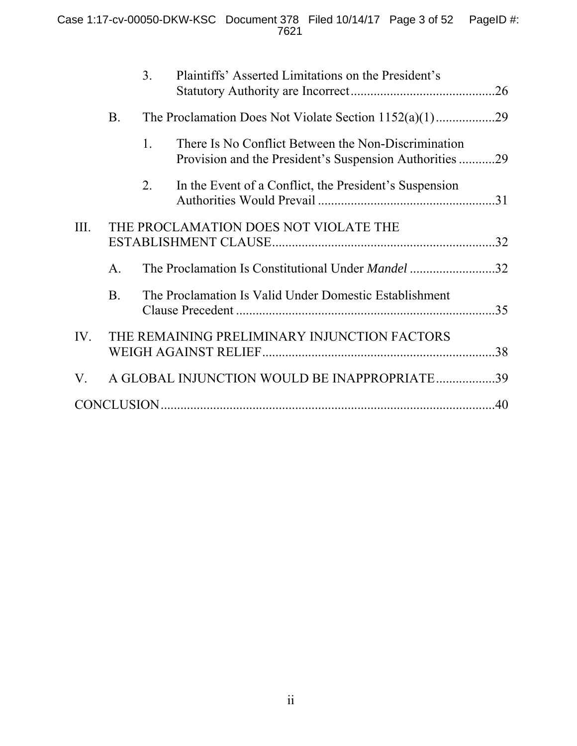3. Plaintiffs' Asserted Limitations on the President's Statutory Authority are Incorrect ............................................26

B. The Proclamation Does Not Violate Section 1152(a)(1) ..................29

1. There Is No Conflict Between the Non-Discrimination Provision and the President's Suspension Authorities ...........29

2. In the Event of a Conflict, the President's Suspension Authorities Would Prevail ......................................................31

III. THE PROCLAMATION DOES NOT VIOLATE THE ESTABLISHMENT CLAUSE....................................................................32

A. The Proclamation Is Constitutional Under *Mandel* ..........................32

B. The Proclamation Is Valid Under Domestic Establishment Clause Precedent ...............................................................................35

IV. THE REMAINING PRELIMINARY INJUNCTION FACTORS WEIGH AGAINST RELIEF........................................................................38

V. A GLOBAL INJUNCTION WOULD BE INAPPROPRIATE..................39

CONCLUSION......................................................................................................40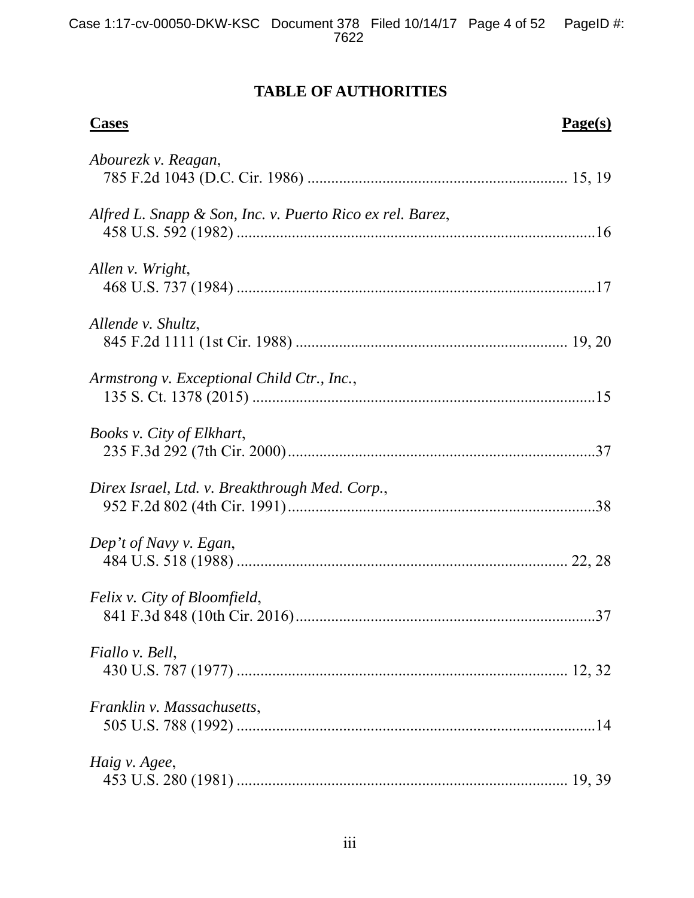# TABLE OF AUTHORITIES

| **Cases** | **Page(s)** |
|---|---|
| *Abourezk v. Reagan*, 785 F.2d 1043 (D.C. Cir. 1986) | 15, 19 |
| *Alfred L. Snapp & Son, Inc. v. Puerto Rico ex rel. Barez*, 458 U.S. 592 (1982) | 16 |
| *Allen v. Wright*, 468 U.S. 737 (1984) | 17 |
| *Allende v. Shultz*, 845 F.2d 1111 (1st Cir. 1988) | 19, 20 |
| *Armstrong v. Exceptional Child Ctr., Inc.*, 135 S. Ct. 1378 (2015) | 15 |
| *Books v. City of Elkhart*, 235 F.3d 292 (7th Cir. 2000) | 37 |
| *Direx Israel, Ltd. v. Breakthrough Med. Corp.*, 952 F.2d 802 (4th Cir. 1991) | 38 |
| *Dep't of Navy v. Egan*, 484 U.S. 518 (1988) | 22, 28 |
| *Felix v. City of Bloomfield*, 841 F.3d 848 (10th Cir. 2016) | 37 |
| *Fiallo v. Bell*, 430 U.S. 787 (1977) | 12, 32 |
| *Franklin v. Massachusetts*, 505 U.S. 788 (1992) | 14 |
| *Haig v. Agee*, 453 U.S. 280 (1981) | 19, 39 |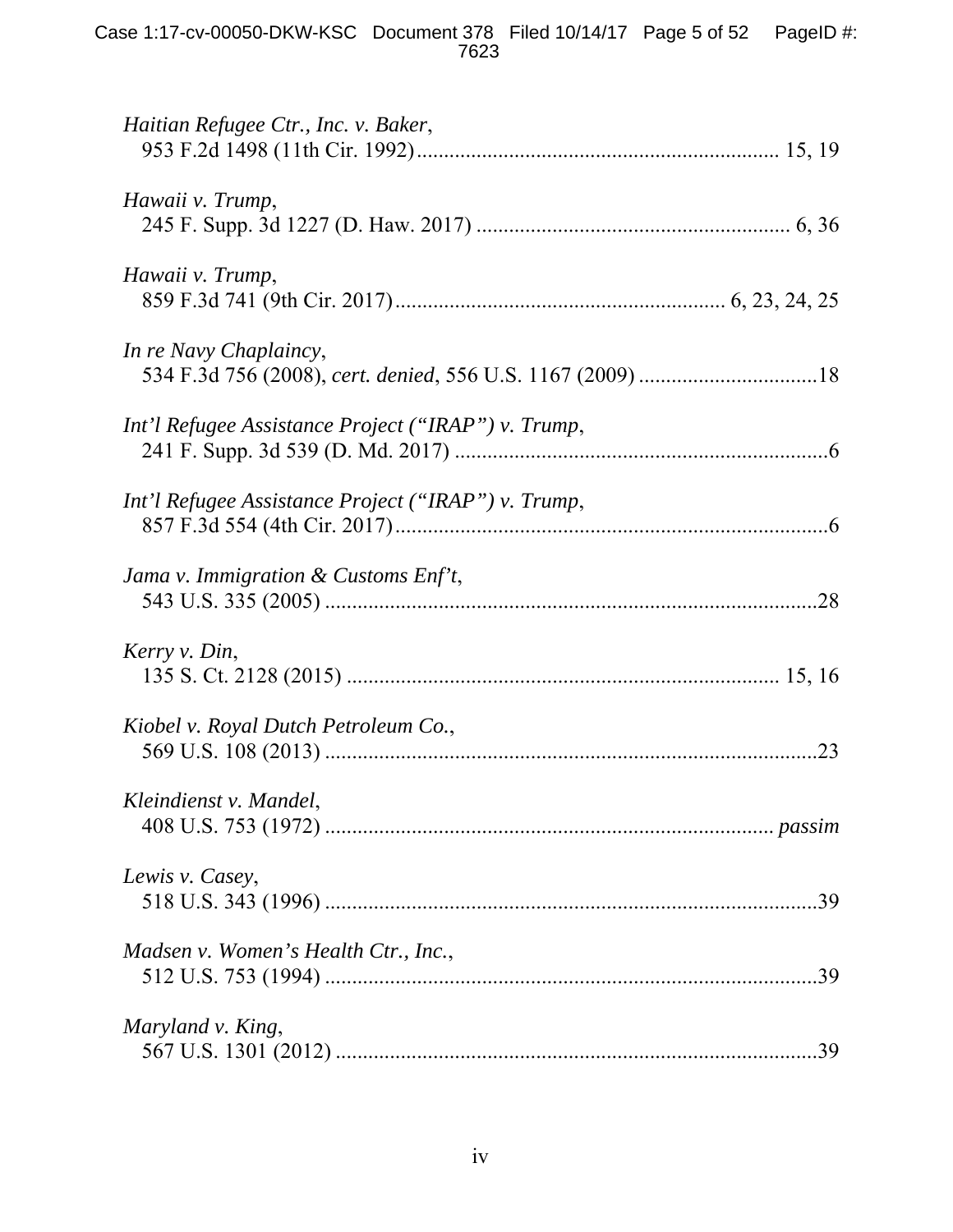*Haitian Refugee Ctr., Inc. v. Baker*,
953 F.2d 1498 (11th Cir. 1992) .................................................................. 15, 19

*Hawaii v. Trump*,
245 F. Supp. 3d 1227 (D. Haw. 2017) .......................................................... 6, 36

*Hawaii v. Trump*,
859 F.3d 741 (9th Cir. 2017) ............................................................ 6, 23, 24, 25

*In re Navy Chaplaincy*,
534 F.3d 756 (2008), *cert. denied*, 556 U.S. 1167 (2009) .................................18

*Int'l Refugee Assistance Project ("IRAP") v. Trump*,
241 F. Supp. 3d 539 (D. Md. 2017) .....................................................................6

*Int'l Refugee Assistance Project ("IRAP") v. Trump*,
857 F.3d 554 (4th Cir. 2017) ................................................................................6

*Jama v. Immigration & Customs Enf't*,
543 U.S. 335 (2005) ...........................................................................................28

*Kerry v. Din*,
135 S. Ct. 2128 (2015) .............................................................................. 15, 16

*Kiobel v. Royal Dutch Petroleum Co.*,
569 U.S. 108 (2013) ...........................................................................................23

*Kleindienst v. Mandel*,
408 U.S. 753 (1972) ............................................................................... *passim*

*Lewis v. Casey*,
518 U.S. 343 (1996) ...........................................................................................39

*Madsen v. Women's Health Ctr., Inc.*,
512 U.S. 753 (1994) ...........................................................................................39

*Maryland v. King*,
567 U.S. 1301 (2012) .........................................................................................39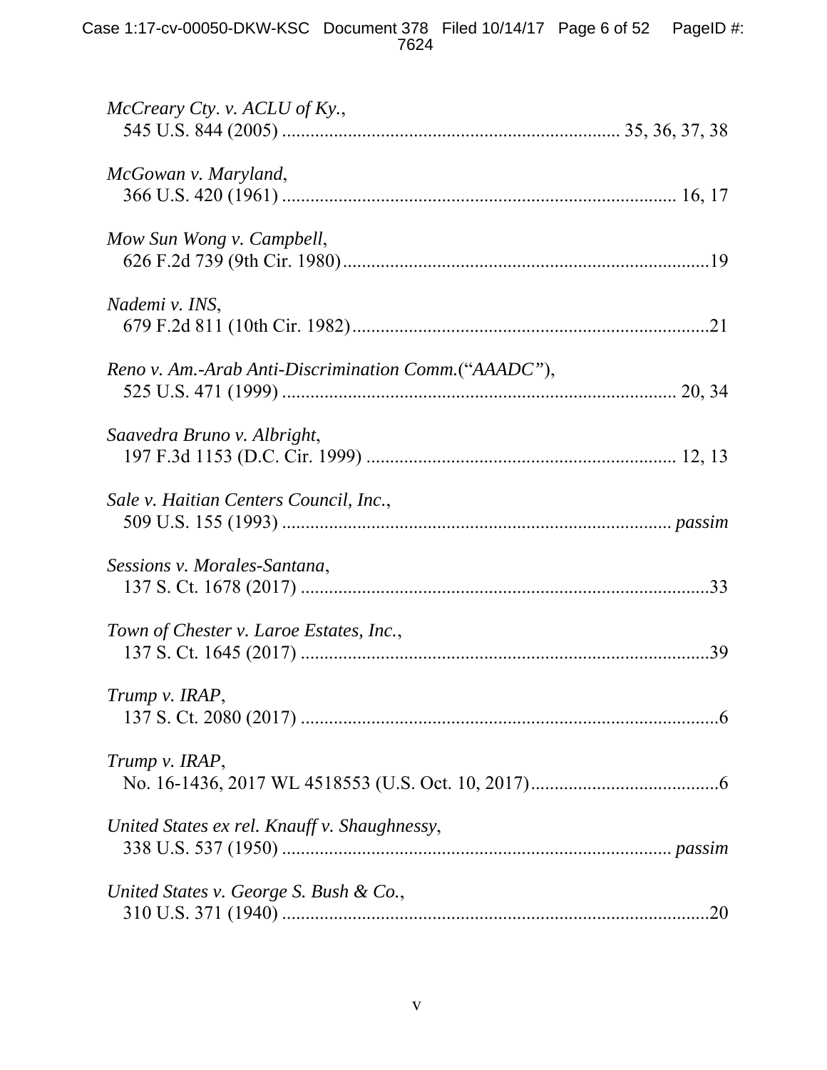*McCreary Cty. v. ACLU of Ky.*,
545 U.S. 844 (2005) ....................................................................... 35, 36, 37, 38

*McGowan v. Maryland*,
366 U.S. 420 (1961) .................................................................................... 16, 17

*Mow Sun Wong v. Campbell*,
626 F.2d 739 (9th Cir. 1980).............................................................................19

*Nademi v. INS*,
679 F.2d 811 (10th Cir. 1982)...........................................................................21

*Reno v. Am.-Arab Anti-Discrimination Comm.*(“*AAADC*”),
525 U.S. 471 (1999) .................................................................................... 20, 34

*Saavedra Bruno v. Albright*,
197 F.3d 1153 (D.C. Cir. 1999) ................................................................. 12, 13

*Sale v. Haitian Centers Council, Inc.*,
509 U.S. 155 (1993) .................................................................................. *passim*

*Sessions v. Morales-Santana*,
137 S. Ct. 1678 (2017) .......................................................................................33

*Town of Chester v. Laroe Estates, Inc.*,
137 S. Ct. 1645 (2017) .......................................................................................39

*Trump v. IRAP*,
137 S. Ct. 2080 (2017) .........................................................................................6

*Trump v. IRAP*,
No. 16-1436, 2017 WL 4518553 (U.S. Oct. 10, 2017)........................................6

*United States ex rel. Knauff v. Shaughnessy*,
338 U.S. 537 (1950) .................................................................................. *passim*

*United States v. George S. Bush & Co.*,
310 U.S. 371 (1940) ...........................................................................................20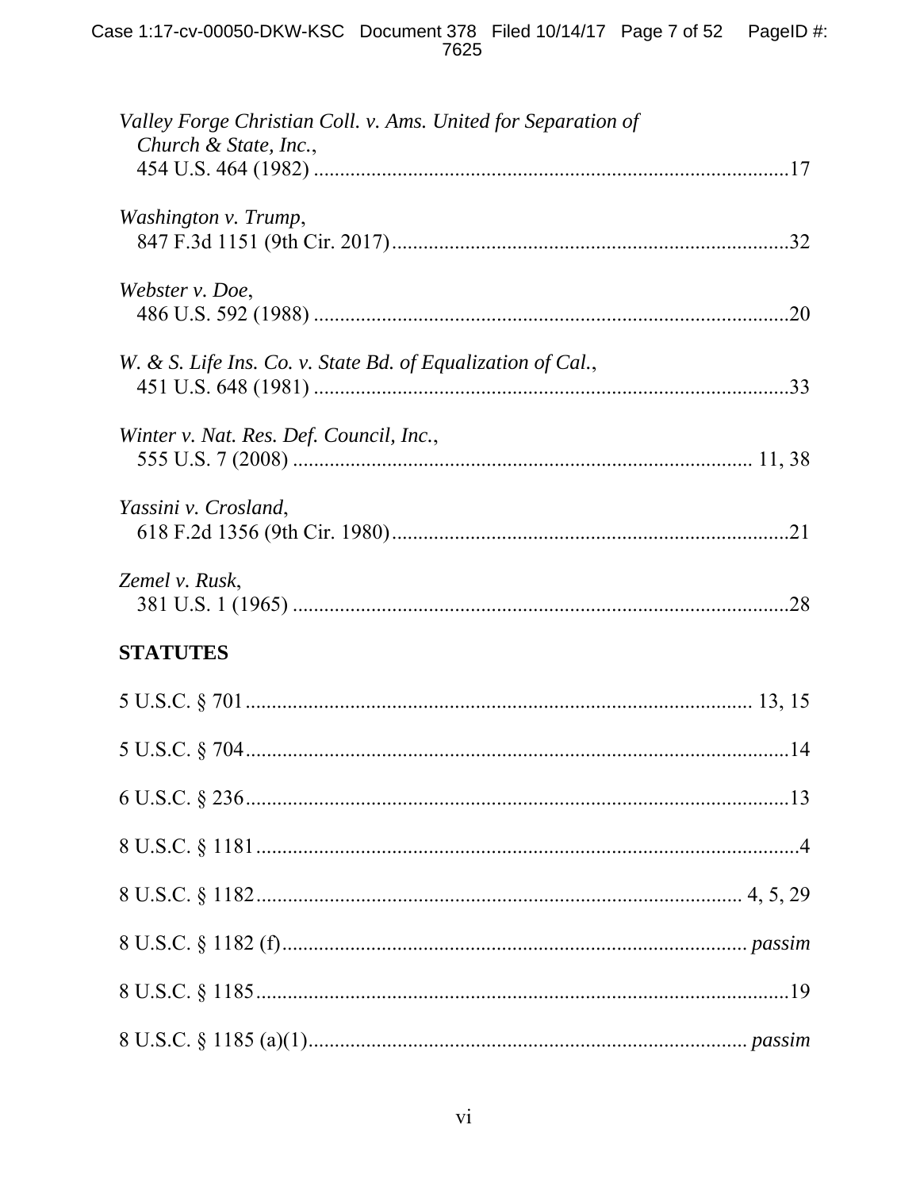*Valley Forge Christian Coll. v. Ams. United for Separation of Church & State, Inc.*,
454 U.S. 464 (1982) ....................................................................................17

*Washington v. Trump*,
847 F.3d 1151 (9th Cir. 2017)....................................................................32

*Webster v. Doe*,
486 U.S. 592 (1988) ....................................................................................20

*W. & S. Life Ins. Co. v. State Bd. of Equalization of Cal.*,
451 U.S. 648 (1981) ....................................................................................33

*Winter v. Nat. Res. Def. Council, Inc.*,
555 U.S. 7 (2008) .................................................................................. 11, 38

*Yassini v. Crosland*,
618 F.2d 1356 (9th Cir. 1980)....................................................................21

*Zemel v. Rusk*,
381 U.S. 1 (1965) ........................................................................................28

**STATUTES**

5 U.S.C. § 701 ........................................................................................ 13, 15

5 U.S.C. § 704 ................................................................................................14

6 U.S.C. § 236 ................................................................................................13

8 U.S.C. § 1181 ................................................................................................4

8 U.S.C. § 1182 ..................................................................................... 4, 5, 29

8 U.S.C. § 1182 (f)...................................................................................*passim*

8 U.S.C. § 1185 ..............................................................................................19

8 U.S.C. § 1185 (a)(1)............................................................................*passim*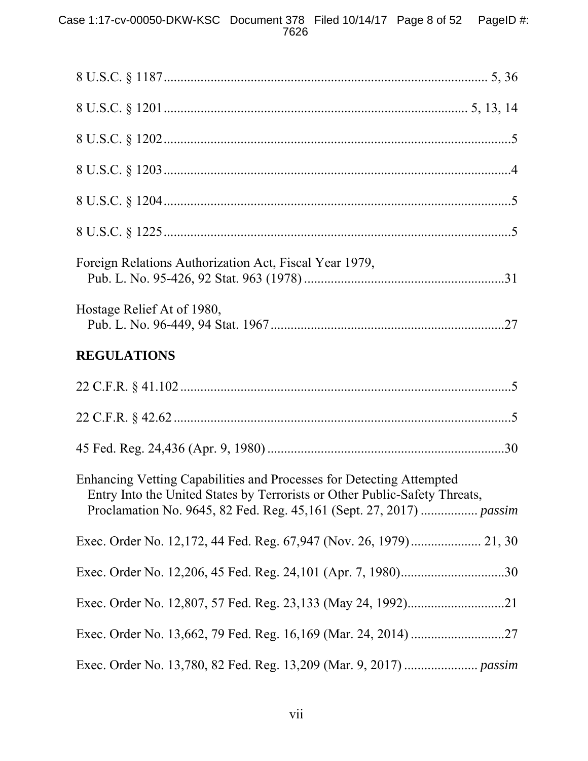8 U.S.C. § 1187 ........................................................................................ 5, 36

8 U.S.C. § 1201 .................................................................................. 5, 13, 14

8 U.S.C. § 1202 ..............................................................................................5

8 U.S.C. § 1203 ..............................................................................................4

8 U.S.C. § 1204 ..............................................................................................5

8 U.S.C. § 1225 ..............................................................................................5

Foreign Relations Authorization Act, Fiscal Year 1979,
  Pub. L. No. 95-426, 92 Stat. 963 (1978) ...................................................31

Hostage Relief At of 1980,
  Pub. L. No. 96-449, 94 Stat. 1967 .............................................................27

**REGULATIONS**

22 C.F.R. § 41.102 ..........................................................................................5

22 C.F.R. § 42.62 ............................................................................................5

45 Fed. Reg. 24,436 (Apr. 9, 1980) ..............................................................30

Enhancing Vetting Capabilities and Processes for Detecting Attempted
  Entry Into the United States by Terrorists or Other Public-Safety Threats,
  Proclamation No. 9645, 82 Fed. Reg. 45,161 (Sept. 27, 2017) ................. *passim*

Exec. Order No. 12,172, 44 Fed. Reg. 67,947 (Nov. 26, 1979) .................... 21, 30

Exec. Order No. 12,206, 45 Fed. Reg. 24,101 (Apr. 7, 1980)..............................30

Exec. Order No. 12,807, 57 Fed. Reg. 23,133 (May 24, 1992)............................21

Exec. Order No. 13,662, 79 Fed. Reg. 16,169 (Mar. 24, 2014) ...........................27

Exec. Order No. 13,780, 82 Fed. Reg. 13,209 (Mar. 9, 2017) ..................... *passim*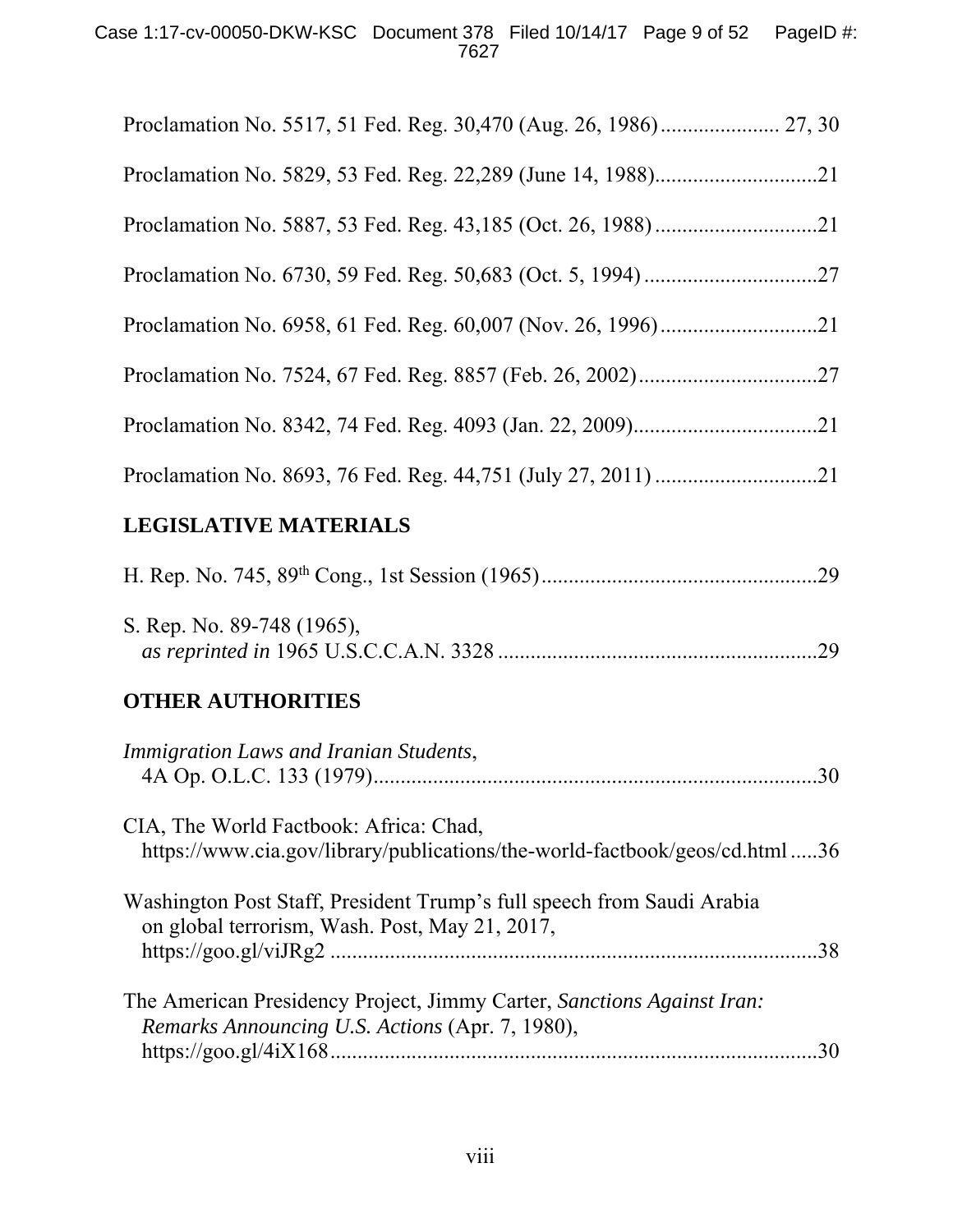Proclamation No. 5517, 51 Fed. Reg. 30,470 (Aug. 26, 1986) ...................... 27, 30

Proclamation No. 5829, 53 Fed. Reg. 22,289 (June 14, 1988) .............................21

Proclamation No. 5887, 53 Fed. Reg. 43,185 (Oct. 26, 1988) .............................21

Proclamation No. 6730, 59 Fed. Reg. 50,683 (Oct. 5, 1994) ...............................27

Proclamation No. 6958, 61 Fed. Reg. 60,007 (Nov. 26, 1996) ............................21

Proclamation No. 7524, 67 Fed. Reg. 8857 (Feb. 26, 2002) ................................27

Proclamation No. 8342, 74 Fed. Reg. 4093 (Jan. 22, 2009) .................................21

Proclamation No. 8693, 76 Fed. Reg. 44,751 (July 27, 2011) .............................21

## LEGISLATIVE MATERIALS

H. Rep. No. 745, 89th Cong., 1st Session (1965) ..................................................29

S. Rep. No. 89-748 (1965),
*as reprinted in* 1965 U.S.C.C.A.N. 3328 ..........................................................29

## OTHER AUTHORITIES

*Immigration Laws and Iranian Students*,
4A Op. O.L.C. 133 (1979) ...................................................................................30

CIA, The World Factbook: Africa: Chad,
https://www.cia.gov/library/publications/the-world-factbook/geos/cd.html .....36

Washington Post Staff, President Trump's full speech from Saudi Arabia on global terrorism, Wash. Post, May 21, 2017,
https://goo.gl/viJRg2 ...........................................................................................38

The American Presidency Project, Jimmy Carter, *Sanctions Against Iran: Remarks Announcing U.S. Actions* (Apr. 7, 1980),
https://goo.gl/4iX168 ..........................................................................................30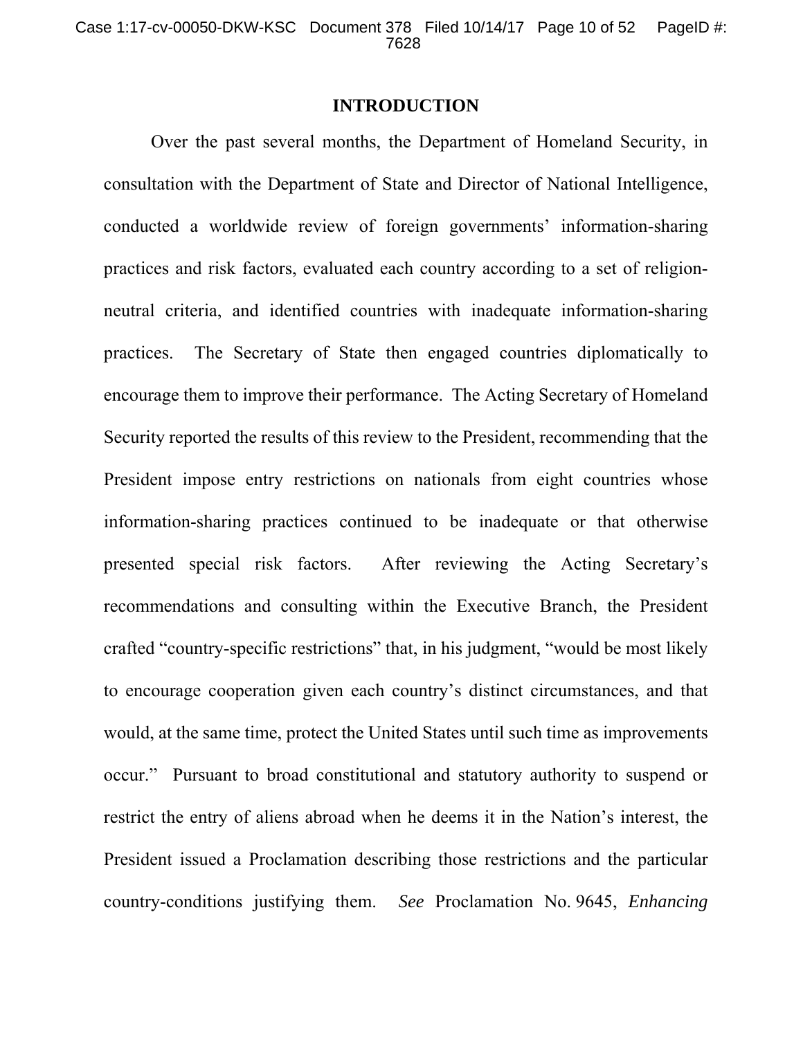## INTRODUCTION

Over the past several months, the Department of Homeland Security, in consultation with the Department of State and Director of National Intelligence, conducted a worldwide review of foreign governments' information-sharing practices and risk factors, evaluated each country according to a set of religion-neutral criteria, and identified countries with inadequate information-sharing practices. The Secretary of State then engaged countries diplomatically to encourage them to improve their performance. The Acting Secretary of Homeland Security reported the results of this review to the President, recommending that the President impose entry restrictions on nationals from eight countries whose information-sharing practices continued to be inadequate or that otherwise presented special risk factors. After reviewing the Acting Secretary's recommendations and consulting within the Executive Branch, the President crafted "country-specific restrictions" that, in his judgment, "would be most likely to encourage cooperation given each country's distinct circumstances, and that would, at the same time, protect the United States until such time as improvements occur." Pursuant to broad constitutional and statutory authority to suspend or restrict the entry of aliens abroad when he deems it in the Nation's interest, the President issued a Proclamation describing those restrictions and the particular country-conditions justifying them. *See* Proclamation No. 9645, *Enhancing*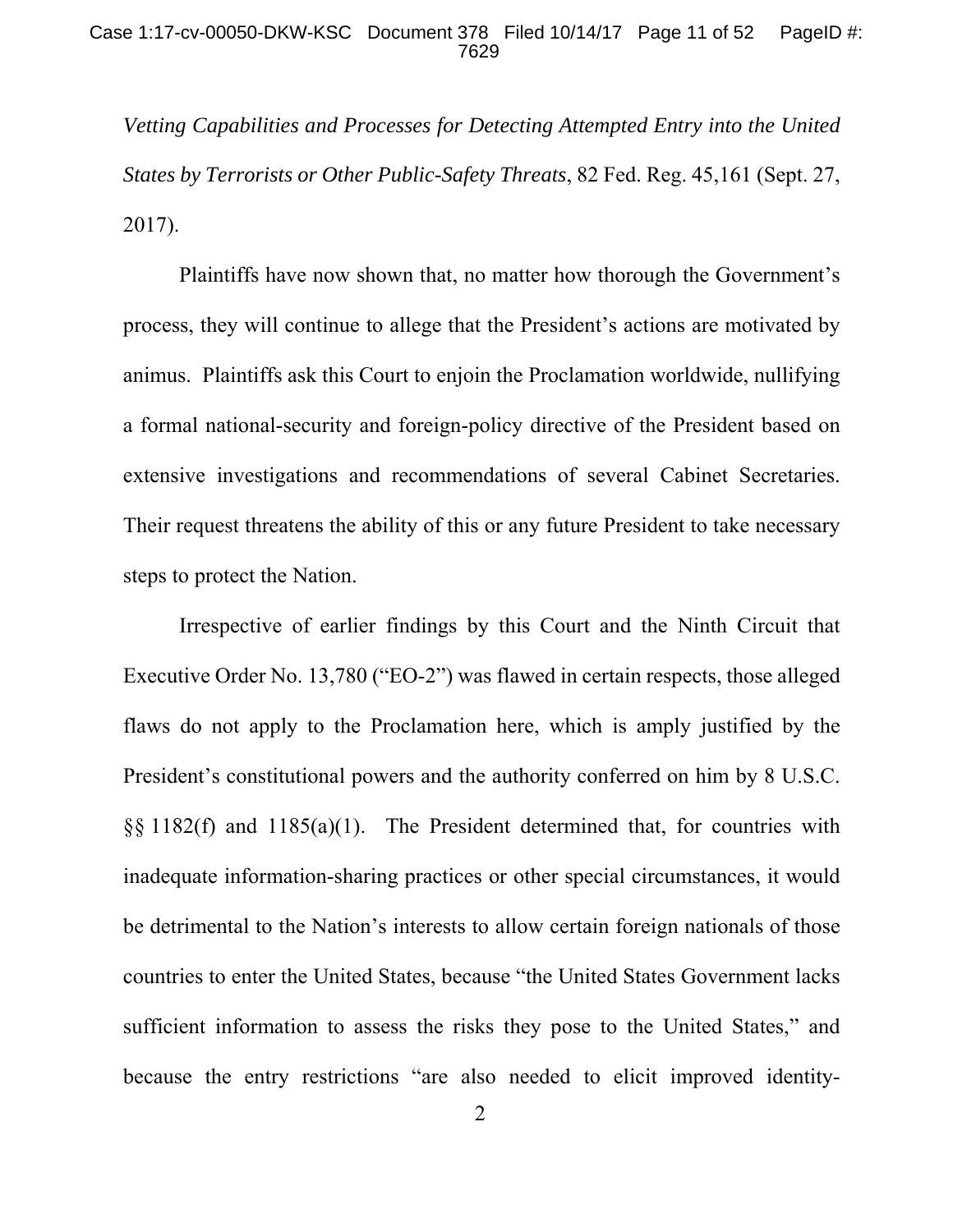*Vetting Capabilities and Processes for Detecting Attempted Entry into the United States by Terrorists or Other Public-Safety Threats*, 82 Fed. Reg. 45,161 (Sept. 27, 2017).

Plaintiffs have now shown that, no matter how thorough the Government's process, they will continue to allege that the President's actions are motivated by animus. Plaintiffs ask this Court to enjoin the Proclamation worldwide, nullifying a formal national-security and foreign-policy directive of the President based on extensive investigations and recommendations of several Cabinet Secretaries. Their request threatens the ability of this or any future President to take necessary steps to protect the Nation.

Irrespective of earlier findings by this Court and the Ninth Circuit that Executive Order No. 13,780 ("EO-2") was flawed in certain respects, those alleged flaws do not apply to the Proclamation here, which is amply justified by the President's constitutional powers and the authority conferred on him by 8 U.S.C. §§ 1182(f) and 1185(a)(1). The President determined that, for countries with inadequate information-sharing practices or other special circumstances, it would be detrimental to the Nation's interests to allow certain foreign nationals of those countries to enter the United States, because "the United States Government lacks sufficient information to assess the risks they pose to the United States," and because the entry restrictions "are also needed to elicit improved identity-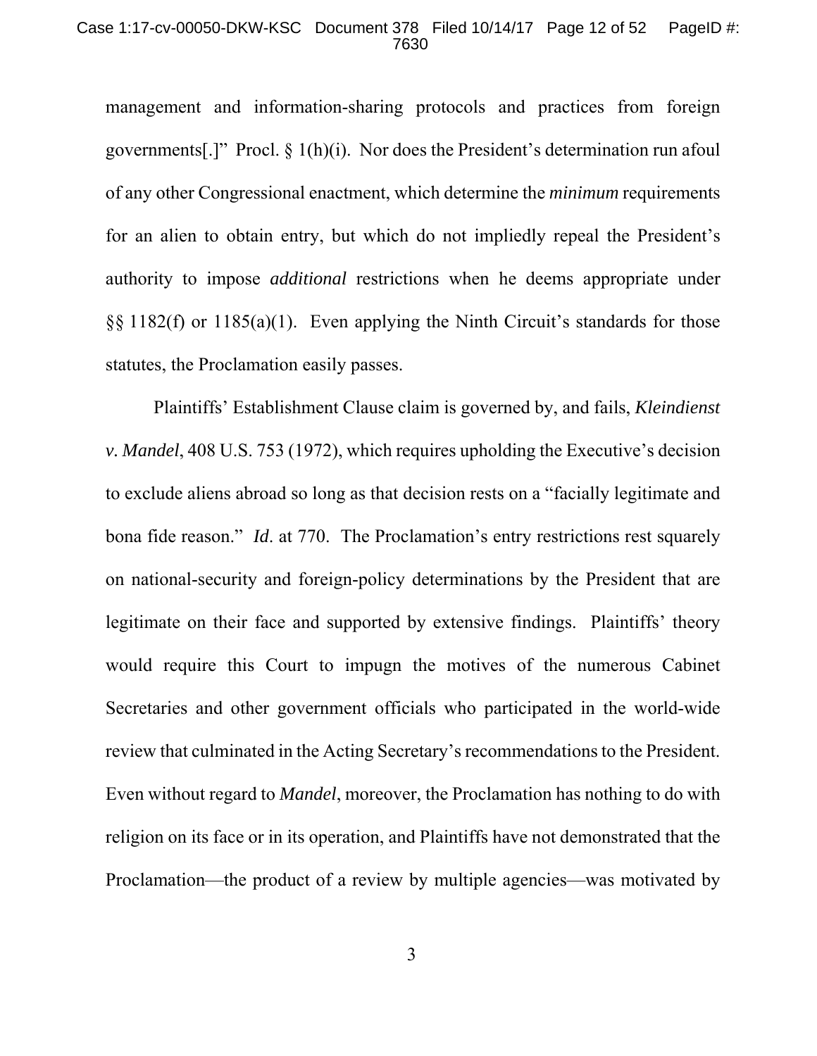management and information-sharing protocols and practices from foreign governments[.]" Procl. § 1(h)(i). Nor does the President's determination run afoul of any other Congressional enactment, which determine the *minimum* requirements for an alien to obtain entry, but which do not impliedly repeal the President's authority to impose *additional* restrictions when he deems appropriate under §§ 1182(f) or 1185(a)(1). Even applying the Ninth Circuit's standards for those statutes, the Proclamation easily passes.

Plaintiffs' Establishment Clause claim is governed by, and fails, *Kleindienst v. Mandel*, 408 U.S. 753 (1972), which requires upholding the Executive's decision to exclude aliens abroad so long as that decision rests on a "facially legitimate and bona fide reason." *Id*. at 770. The Proclamation's entry restrictions rest squarely on national-security and foreign-policy determinations by the President that are legitimate on their face and supported by extensive findings. Plaintiffs' theory would require this Court to impugn the motives of the numerous Cabinet Secretaries and other government officials who participated in the world-wide review that culminated in the Acting Secretary's recommendations to the President. Even without regard to *Mandel*, moreover, the Proclamation has nothing to do with religion on its face or in its operation, and Plaintiffs have not demonstrated that the Proclamation—the product of a review by multiple agencies—was motivated by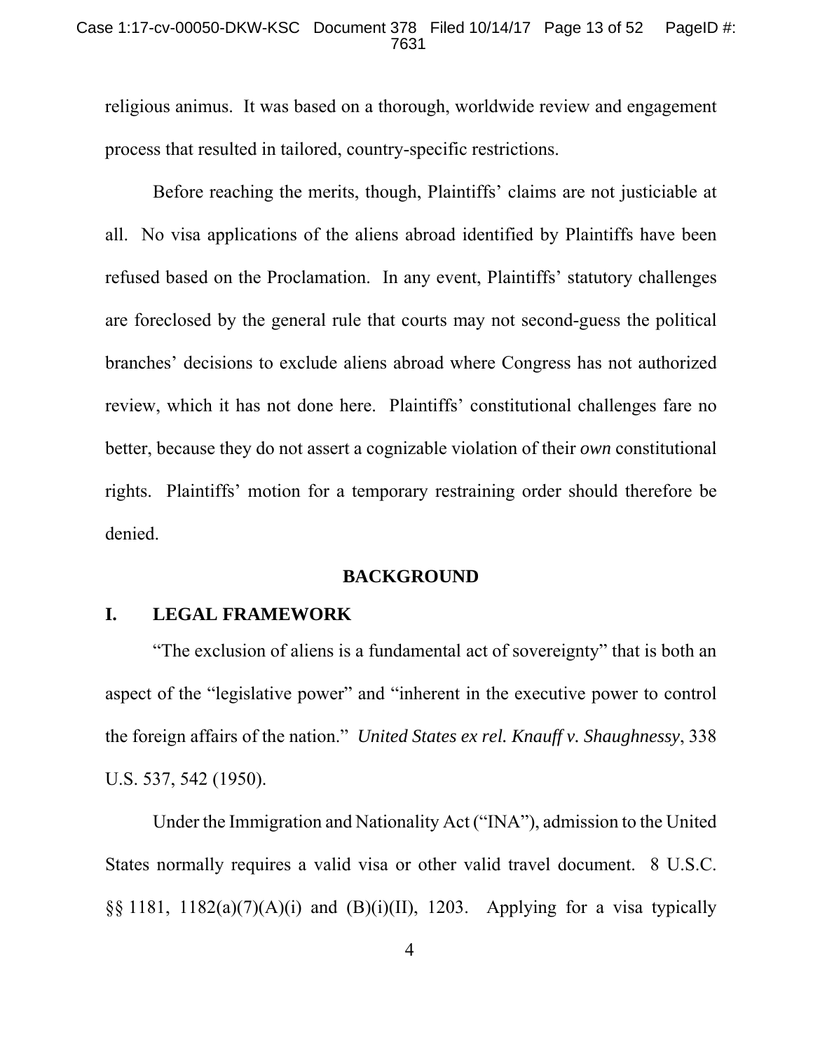religious animus. It was based on a thorough, worldwide review and engagement process that resulted in tailored, country-specific restrictions.

Before reaching the merits, though, Plaintiffs' claims are not justiciable at all. No visa applications of the aliens abroad identified by Plaintiffs have been refused based on the Proclamation. In any event, Plaintiffs' statutory challenges are foreclosed by the general rule that courts may not second-guess the political branches' decisions to exclude aliens abroad where Congress has not authorized review, which it has not done here. Plaintiffs' constitutional challenges fare no better, because they do not assert a cognizable violation of their *own* constitutional rights. Plaintiffs' motion for a temporary restraining order should therefore be denied.

## BACKGROUND

### I. LEGAL FRAMEWORK

"The exclusion of aliens is a fundamental act of sovereignty" that is both an aspect of the "legislative power" and "inherent in the executive power to control the foreign affairs of the nation." *United States ex rel. Knauff v. Shaughnessy*, 338 U.S. 537, 542 (1950).

Under the Immigration and Nationality Act ("INA"), admission to the United States normally requires a valid visa or other valid travel document. 8 U.S.C. §§ 1181, 1182(a)(7)(A)(i) and (B)(i)(II), 1203. Applying for a visa typically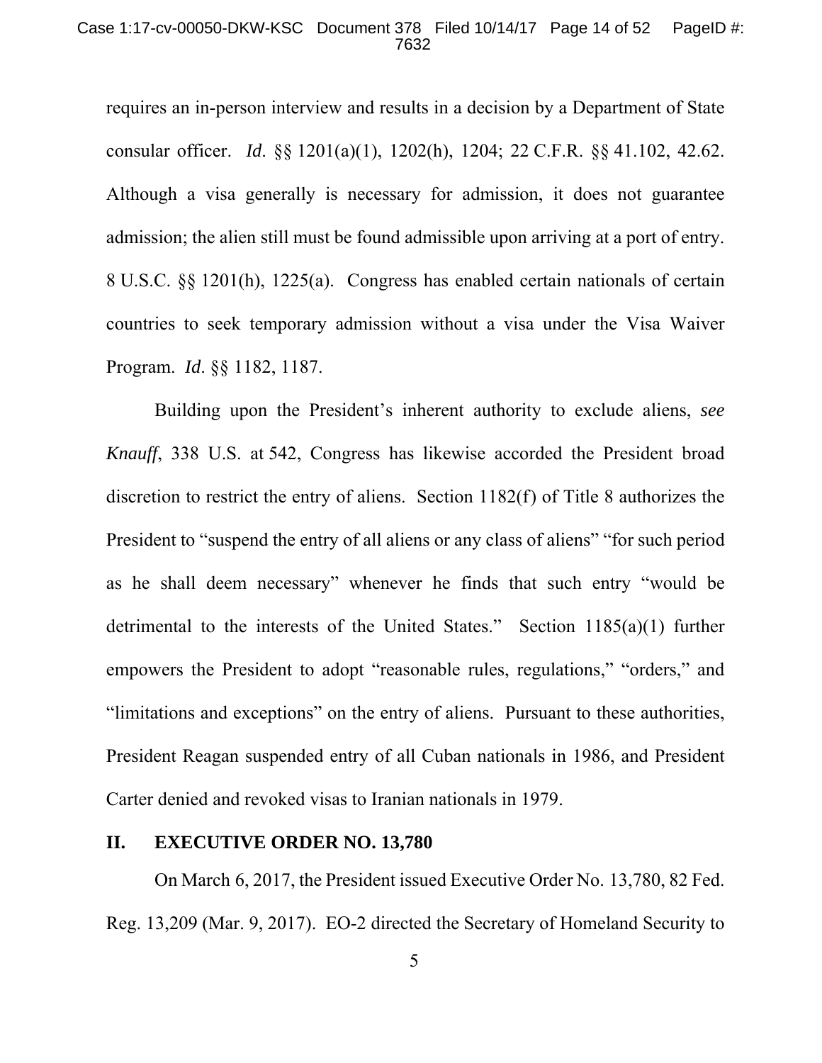requires an in-person interview and results in a decision by a Department of State consular officer. *Id*. §§ 1201(a)(1), 1202(h), 1204; 22 C.F.R. §§ 41.102, 42.62. Although a visa generally is necessary for admission, it does not guarantee admission; the alien still must be found admissible upon arriving at a port of entry. 8 U.S.C. §§ 1201(h), 1225(a). Congress has enabled certain nationals of certain countries to seek temporary admission without a visa under the Visa Waiver Program. *Id*. §§ 1182, 1187.

Building upon the President's inherent authority to exclude aliens, *see Knauff*, 338 U.S. at 542, Congress has likewise accorded the President broad discretion to restrict the entry of aliens. Section 1182(f) of Title 8 authorizes the President to "suspend the entry of all aliens or any class of aliens" "for such period as he shall deem necessary" whenever he finds that such entry "would be detrimental to the interests of the United States." Section 1185(a)(1) further empowers the President to adopt "reasonable rules, regulations," "orders," and "limitations and exceptions" on the entry of aliens. Pursuant to these authorities, President Reagan suspended entry of all Cuban nationals in 1986, and President Carter denied and revoked visas to Iranian nationals in 1979.

## II. EXECUTIVE ORDER NO. 13,780

On March 6, 2017, the President issued Executive Order No. 13,780, 82 Fed. Reg. 13,209 (Mar. 9, 2017). EO-2 directed the Secretary of Homeland Security to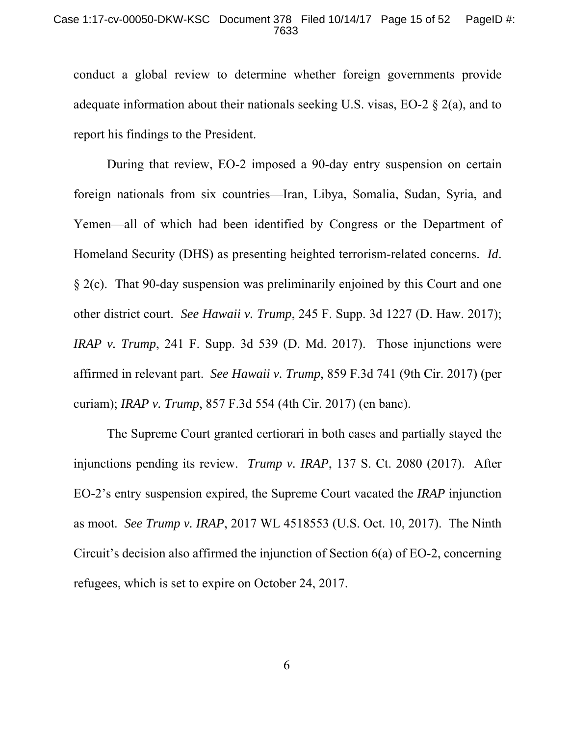conduct a global review to determine whether foreign governments provide adequate information about their nationals seeking U.S. visas, EO-2 § 2(a), and to report his findings to the President.

During that review, EO-2 imposed a 90-day entry suspension on certain foreign nationals from six countries—Iran, Libya, Somalia, Sudan, Syria, and Yemen—all of which had been identified by Congress or the Department of Homeland Security (DHS) as presenting heighted terrorism-related concerns. *Id*. § 2(c). That 90-day suspension was preliminarily enjoined by this Court and one other district court. *See Hawaii v. Trump*, 245 F. Supp. 3d 1227 (D. Haw. 2017); *IRAP v. Trump*, 241 F. Supp. 3d 539 (D. Md. 2017). Those injunctions were affirmed in relevant part. *See Hawaii v. Trump*, 859 F.3d 741 (9th Cir. 2017) (per curiam); *IRAP v. Trump*, 857 F.3d 554 (4th Cir. 2017) (en banc).

The Supreme Court granted certiorari in both cases and partially stayed the injunctions pending its review. *Trump v. IRAP*, 137 S. Ct. 2080 (2017). After EO-2's entry suspension expired, the Supreme Court vacated the *IRAP* injunction as moot. *See Trump v. IRAP*, 2017 WL 4518553 (U.S. Oct. 10, 2017). The Ninth Circuit's decision also affirmed the injunction of Section 6(a) of EO-2, concerning refugees, which is set to expire on October 24, 2017.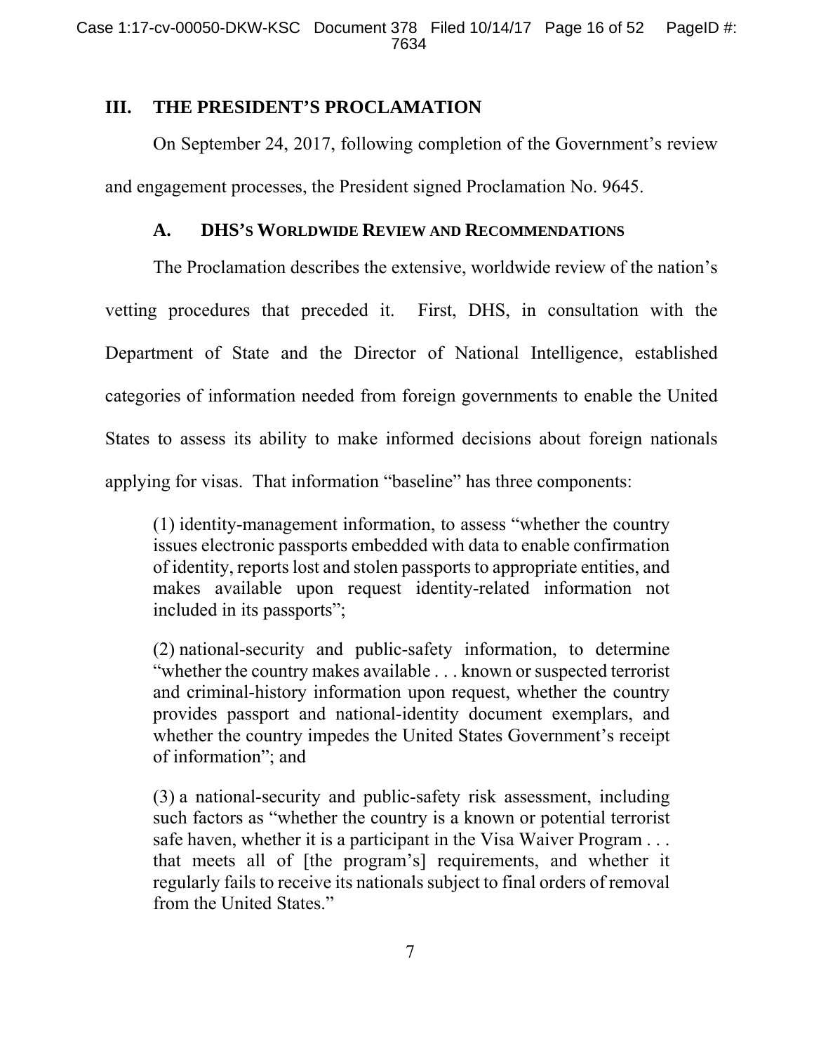## III. THE PRESIDENT'S PROCLAMATION

On September 24, 2017, following completion of the Government's review and engagement processes, the President signed Proclamation No. 9645.

### A. DHS's Worldwide Review and Recommendations

The Proclamation describes the extensive, worldwide review of the nation's vetting procedures that preceded it. First, DHS, in consultation with the Department of State and the Director of National Intelligence, established categories of information needed from foreign governments to enable the United States to assess its ability to make informed decisions about foreign nationals applying for visas. That information "baseline" has three components:

> (1) identity-management information, to assess "whether the country issues electronic passports embedded with data to enable confirmation of identity, reports lost and stolen passports to appropriate entities, and makes available upon request identity-related information not included in its passports";
>
> (2) national-security and public-safety information, to determine "whether the country makes available . . . known or suspected terrorist and criminal-history information upon request, whether the country provides passport and national-identity document exemplars, and whether the country impedes the United States Government's receipt of information"; and
>
> (3) a national-security and public-safety risk assessment, including such factors as "whether the country is a known or potential terrorist safe haven, whether it is a participant in the Visa Waiver Program . . . that meets all of [the program's] requirements, and whether it regularly fails to receive its nationals subject to final orders of removal from the United States."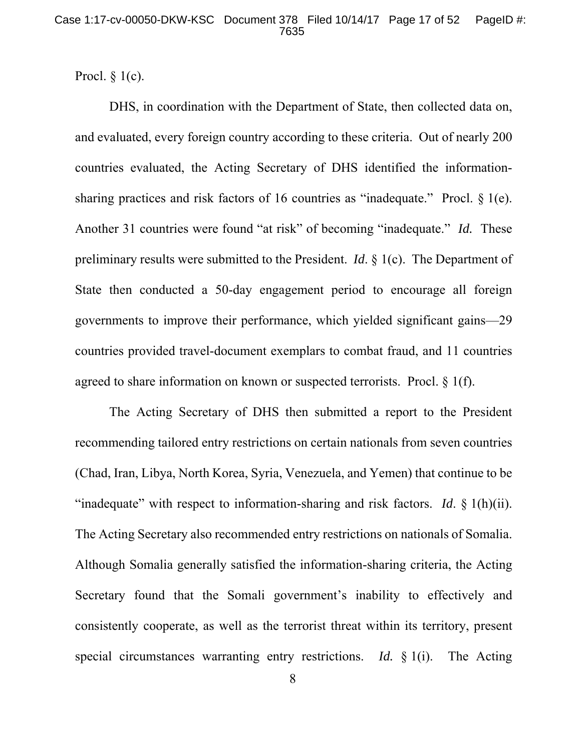Procl. § 1(c).

DHS, in coordination with the Department of State, then collected data on, and evaluated, every foreign country according to these criteria. Out of nearly 200 countries evaluated, the Acting Secretary of DHS identified the information-sharing practices and risk factors of 16 countries as "inadequate." Procl. § 1(e). Another 31 countries were found "at risk" of becoming "inadequate." *Id.* These preliminary results were submitted to the President. *Id*. § 1(c). The Department of State then conducted a 50-day engagement period to encourage all foreign governments to improve their performance, which yielded significant gains—29 countries provided travel-document exemplars to combat fraud, and 11 countries agreed to share information on known or suspected terrorists. Procl. § 1(f).

The Acting Secretary of DHS then submitted a report to the President recommending tailored entry restrictions on certain nationals from seven countries (Chad, Iran, Libya, North Korea, Syria, Venezuela, and Yemen) that continue to be "inadequate" with respect to information-sharing and risk factors. *Id*. § 1(h)(ii). The Acting Secretary also recommended entry restrictions on nationals of Somalia. Although Somalia generally satisfied the information-sharing criteria, the Acting Secretary found that the Somali government's inability to effectively and consistently cooperate, as well as the terrorist threat within its territory, present special circumstances warranting entry restrictions. *Id.* § 1(i). The Acting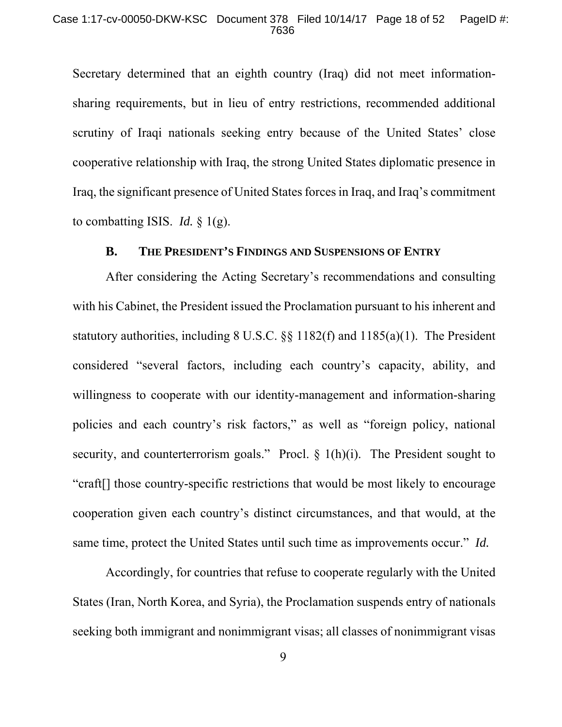Secretary determined that an eighth country (Iraq) did not meet information-sharing requirements, but in lieu of entry restrictions, recommended additional scrutiny of Iraqi nationals seeking entry because of the United States' close cooperative relationship with Iraq, the strong United States diplomatic presence in Iraq, the significant presence of United States forces in Iraq, and Iraq's commitment to combatting ISIS. *Id.* § 1(g).

### B. THE PRESIDENT'S FINDINGS AND SUSPENSIONS OF ENTRY

After considering the Acting Secretary's recommendations and consulting with his Cabinet, the President issued the Proclamation pursuant to his inherent and statutory authorities, including 8 U.S.C. §§ 1182(f) and 1185(a)(1). The President considered "several factors, including each country's capacity, ability, and willingness to cooperate with our identity-management and information-sharing policies and each country's risk factors," as well as "foreign policy, national security, and counterterrorism goals." Procl. § 1(h)(i). The President sought to "craft[] those country-specific restrictions that would be most likely to encourage cooperation given each country's distinct circumstances, and that would, at the same time, protect the United States until such time as improvements occur." *Id.*

Accordingly, for countries that refuse to cooperate regularly with the United States (Iran, North Korea, and Syria), the Proclamation suspends entry of nationals seeking both immigrant and nonimmigrant visas; all classes of nonimmigrant visas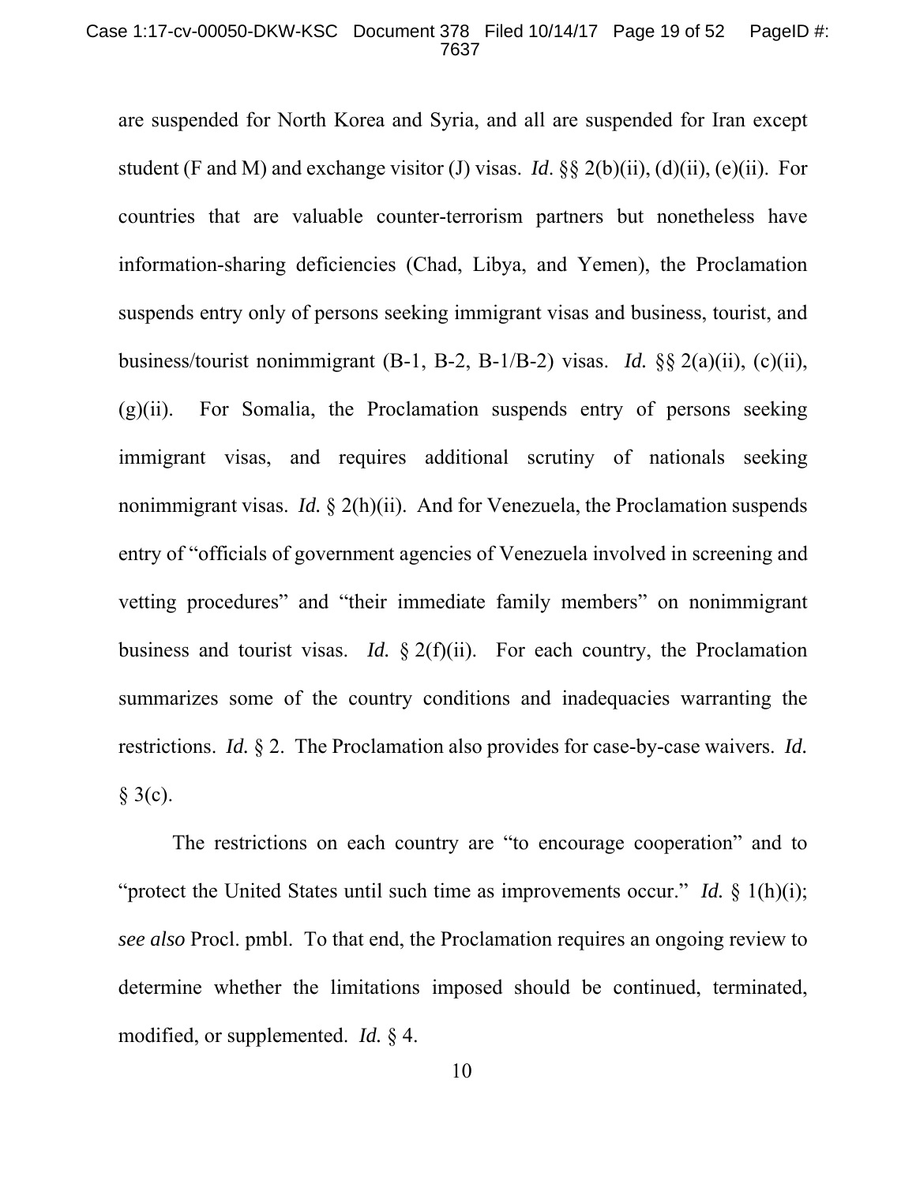are suspended for North Korea and Syria, and all are suspended for Iran except student (F and M) and exchange visitor (J) visas. *Id*. §§ 2(b)(ii), (d)(ii), (e)(ii). For countries that are valuable counter-terrorism partners but nonetheless have information-sharing deficiencies (Chad, Libya, and Yemen), the Proclamation suspends entry only of persons seeking immigrant visas and business, tourist, and business/tourist nonimmigrant (B-1, B-2, B-1/B-2) visas. *Id.* §§ 2(a)(ii), (c)(ii), (g)(ii). For Somalia, the Proclamation suspends entry of persons seeking immigrant visas, and requires additional scrutiny of nationals seeking nonimmigrant visas. *Id.* § 2(h)(ii). And for Venezuela, the Proclamation suspends entry of "officials of government agencies of Venezuela involved in screening and vetting procedures" and "their immediate family members" on nonimmigrant business and tourist visas. *Id.* § 2(f)(ii). For each country, the Proclamation summarizes some of the country conditions and inadequacies warranting the restrictions. *Id.* § 2. The Proclamation also provides for case-by-case waivers. *Id.* § 3(c).

The restrictions on each country are "to encourage cooperation" and to "protect the United States until such time as improvements occur." *Id.* § 1(h)(i); *see also* Procl. pmbl. To that end, the Proclamation requires an ongoing review to determine whether the limitations imposed should be continued, terminated, modified, or supplemented. *Id.* § 4.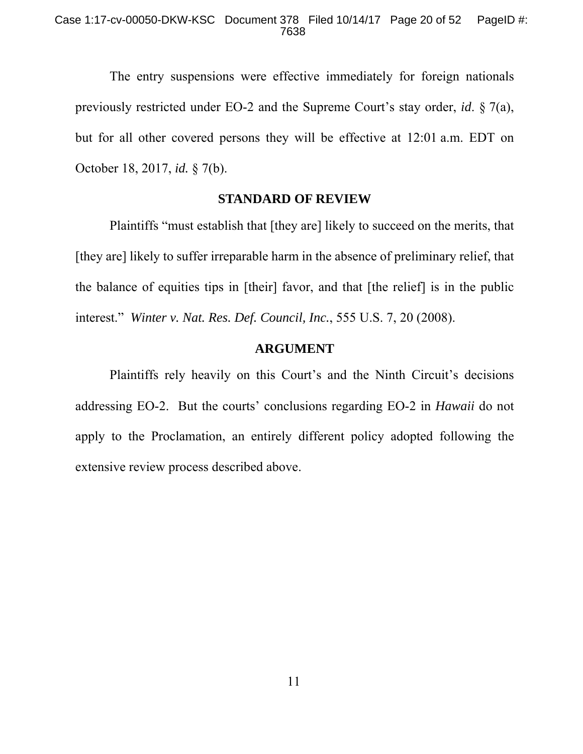The entry suspensions were effective immediately for foreign nationals previously restricted under EO-2 and the Supreme Court's stay order, *id*. § 7(a), but for all other covered persons they will be effective at 12:01 a.m. EDT on October 18, 2017, *id.* § 7(b).

## STANDARD OF REVIEW

Plaintiffs "must establish that [they are] likely to succeed on the merits, that [they are] likely to suffer irreparable harm in the absence of preliminary relief, that the balance of equities tips in [their] favor, and that [the relief] is in the public interest." *Winter v. Nat. Res. Def. Council, Inc.*, 555 U.S. 7, 20 (2008).

## ARGUMENT

Plaintiffs rely heavily on this Court's and the Ninth Circuit's decisions addressing EO-2. But the courts' conclusions regarding EO-2 in *Hawaii* do not apply to the Proclamation, an entirely different policy adopted following the extensive review process described above.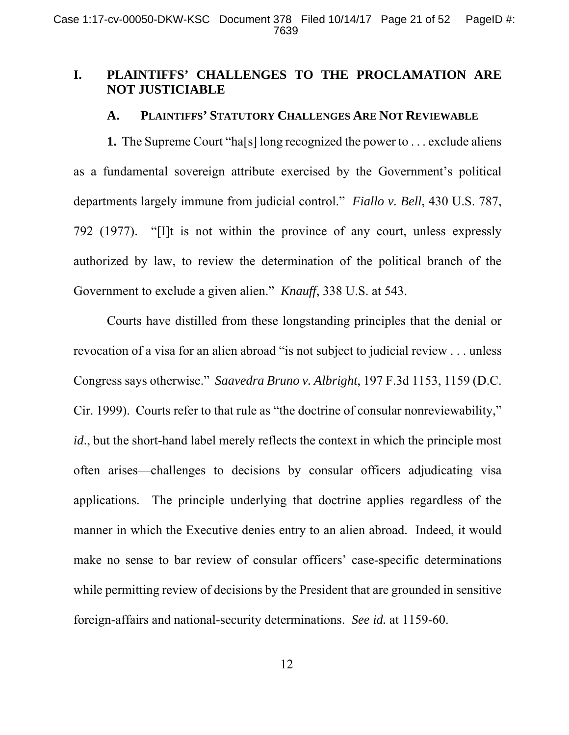# I. PLAINTIFFS' CHALLENGES TO THE PROCLAMATION ARE NOT JUSTICIABLE

## A. PLAINTIFFS' STATUTORY CHALLENGES ARE NOT REVIEWABLE

**1.** The Supreme Court "ha[s] long recognized the power to . . . exclude aliens as a fundamental sovereign attribute exercised by the Government's political departments largely immune from judicial control." *Fiallo v. Bell*, 430 U.S. 787, 792 (1977). "[I]t is not within the province of any court, unless expressly authorized by law, to review the determination of the political branch of the Government to exclude a given alien." *Knauff*, 338 U.S. at 543.

Courts have distilled from these longstanding principles that the denial or revocation of a visa for an alien abroad "is not subject to judicial review . . . unless Congress says otherwise." *Saavedra Bruno v. Albright*, 197 F.3d 1153, 1159 (D.C. Cir. 1999). Courts refer to that rule as "the doctrine of consular nonreviewability," *id.*, but the short-hand label merely reflects the context in which the principle most often arises—challenges to decisions by consular officers adjudicating visa applications. The principle underlying that doctrine applies regardless of the manner in which the Executive denies entry to an alien abroad. Indeed, it would make no sense to bar review of consular officers' case-specific determinations while permitting review of decisions by the President that are grounded in sensitive foreign-affairs and national-security determinations. *See id.* at 1159-60.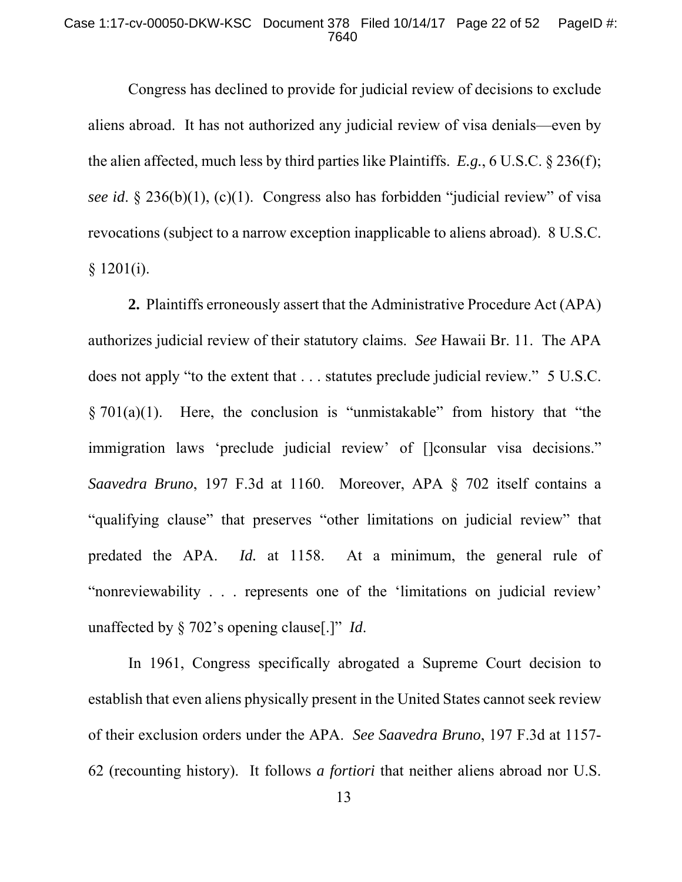Congress has declined to provide for judicial review of decisions to exclude aliens abroad. It has not authorized any judicial review of visa denials—even by the alien affected, much less by third parties like Plaintiffs. *E.g.*, 6 U.S.C. § 236(f); *see id*. § 236(b)(1), (c)(1). Congress also has forbidden "judicial review" of visa revocations (subject to a narrow exception inapplicable to aliens abroad). 8 U.S.C. § 1201(i).

**2.** Plaintiffs erroneously assert that the Administrative Procedure Act (APA) authorizes judicial review of their statutory claims. *See* Hawaii Br. 11. The APA does not apply "to the extent that . . . statutes preclude judicial review." 5 U.S.C. § 701(a)(1). Here, the conclusion is "unmistakable" from history that "the immigration laws 'preclude judicial review' of []consular visa decisions." *Saavedra Bruno*, 197 F.3d at 1160. Moreover, APA § 702 itself contains a "qualifying clause" that preserves "other limitations on judicial review" that predated the APA. *Id.* at 1158. At a minimum, the general rule of "nonreviewability . . . represents one of the 'limitations on judicial review' unaffected by § 702's opening clause[.]" *Id*.

In 1961, Congress specifically abrogated a Supreme Court decision to establish that even aliens physically present in the United States cannot seek review of their exclusion orders under the APA. *See Saavedra Bruno*, 197 F.3d at 1157-62 (recounting history). It follows *a fortiori* that neither aliens abroad nor U.S.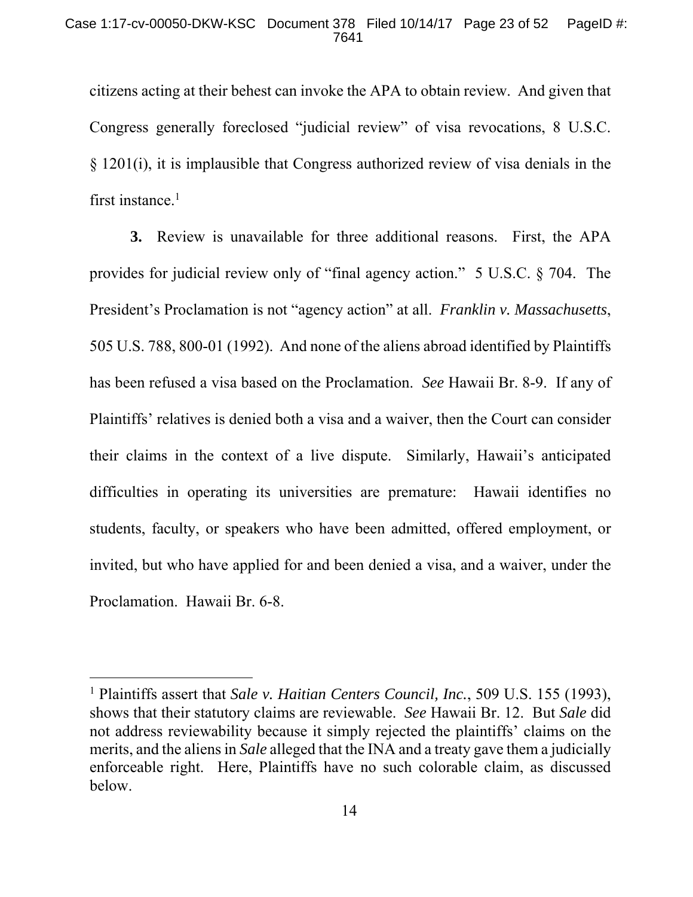citizens acting at their behest can invoke the APA to obtain review. And given that Congress generally foreclosed "judicial review" of visa revocations, 8 U.S.C. § 1201(i), it is implausible that Congress authorized review of visa denials in the first instance.[1]

**3.** Review is unavailable for three additional reasons. First, the APA provides for judicial review only of "final agency action." 5 U.S.C. § 704. The President's Proclamation is not "agency action" at all. *Franklin v. Massachusetts*, 505 U.S. 788, 800-01 (1992). And none of the aliens abroad identified by Plaintiffs has been refused a visa based on the Proclamation. *See* Hawaii Br. 8-9. If any of Plaintiffs' relatives is denied both a visa and a waiver, then the Court can consider their claims in the context of a live dispute. Similarly, Hawaii's anticipated difficulties in operating its universities are premature: Hawaii identifies no students, faculty, or speakers who have been admitted, offered employment, or invited, but who have applied for and been denied a visa, and a waiver, under the Proclamation. Hawaii Br. 6-8.

---

[1] Plaintiffs assert that *Sale v. Haitian Centers Council, Inc.*, 509 U.S. 155 (1993), shows that their statutory claims are reviewable. *See* Hawaii Br. 12. But *Sale* did not address reviewability because it simply rejected the plaintiffs' claims on the merits, and the aliens in *Sale* alleged that the INA and a treaty gave them a judicially enforceable right. Here, Plaintiffs have no such colorable claim, as discussed below.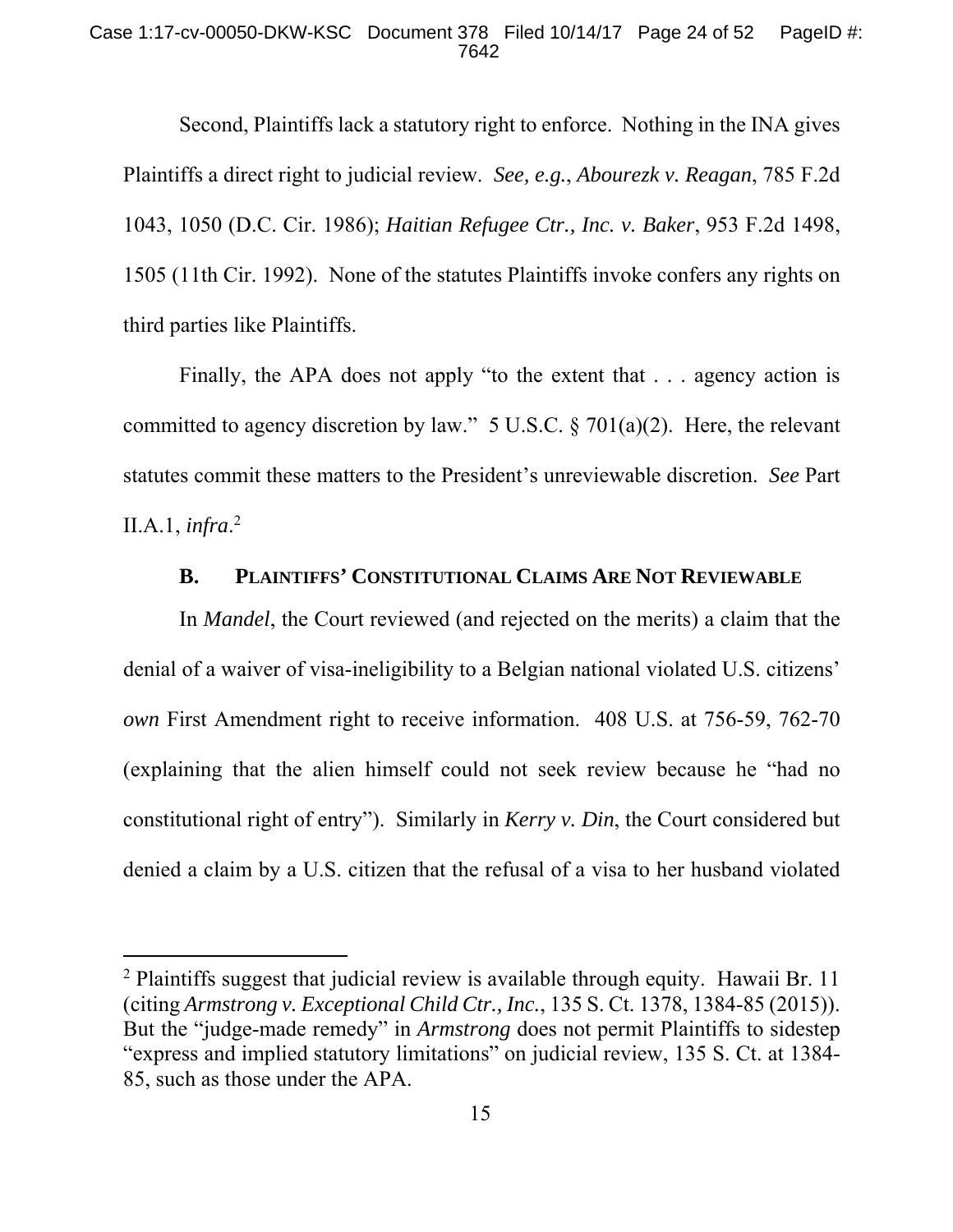Second, Plaintiffs lack a statutory right to enforce. Nothing in the INA gives Plaintiffs a direct right to judicial review. *See, e.g.*, *Abourezk v. Reagan*, 785 F.2d 1043, 1050 (D.C. Cir. 1986); *Haitian Refugee Ctr., Inc. v. Baker*, 953 F.2d 1498, 1505 (11th Cir. 1992). None of the statutes Plaintiffs invoke confers any rights on third parties like Plaintiffs.

Finally, the APA does not apply "to the extent that . . . agency action is committed to agency discretion by law." 5 U.S.C. § 701(a)(2). Here, the relevant statutes commit these matters to the President's unreviewable discretion. *See* Part II.A.1, *infra*.[2]

### B. Plaintiffs' Constitutional Claims Are Not Reviewable

In *Mandel*, the Court reviewed (and rejected on the merits) a claim that the denial of a waiver of visa-ineligibility to a Belgian national violated U.S. citizens' *own* First Amendment right to receive information. 408 U.S. at 756-59, 762-70 (explaining that the alien himself could not seek review because he "had no constitutional right of entry"). Similarly in *Kerry v. Din*, the Court considered but denied a claim by a U.S. citizen that the refusal of a visa to her husband violated

[2] Plaintiffs suggest that judicial review is available through equity. Hawaii Br. 11 (citing *Armstrong v. Exceptional Child Ctr., Inc.*, 135 S. Ct. 1378, 1384-85 (2015)). But the "judge-made remedy" in *Armstrong* does not permit Plaintiffs to sidestep "express and implied statutory limitations" on judicial review, 135 S. Ct. at 1384-85, such as those under the APA.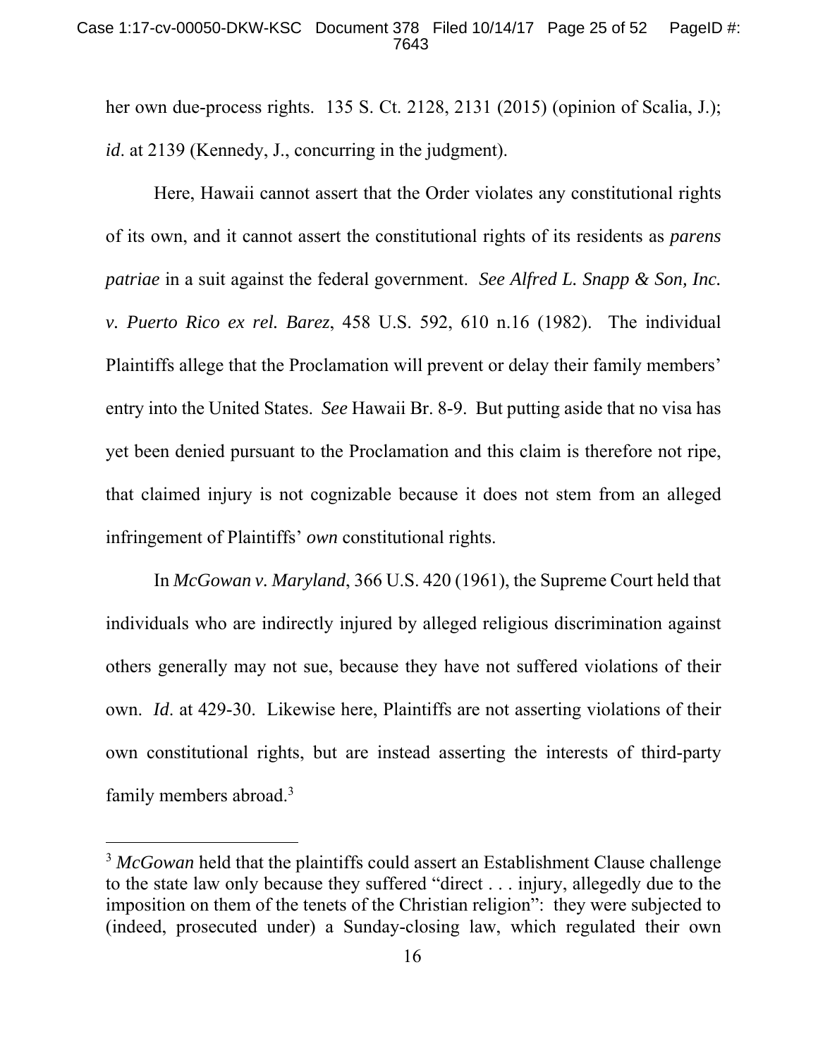her own due-process rights. 135 S. Ct. 2128, 2131 (2015) (opinion of Scalia, J.); *id*. at 2139 (Kennedy, J., concurring in the judgment).

Here, Hawaii cannot assert that the Order violates any constitutional rights of its own, and it cannot assert the constitutional rights of its residents as *parens patriae* in a suit against the federal government. *See Alfred L. Snapp & Son, Inc. v. Puerto Rico ex rel. Barez*, 458 U.S. 592, 610 n.16 (1982). The individual Plaintiffs allege that the Proclamation will prevent or delay their family members' entry into the United States. *See* Hawaii Br. 8-9. But putting aside that no visa has yet been denied pursuant to the Proclamation and this claim is therefore not ripe, that claimed injury is not cognizable because it does not stem from an alleged infringement of Plaintiffs' *own* constitutional rights.

In *McGowan v. Maryland*, 366 U.S. 420 (1961), the Supreme Court held that individuals who are indirectly injured by alleged religious discrimination against others generally may not sue, because they have not suffered violations of their own. *Id*. at 429-30. Likewise here, Plaintiffs are not asserting violations of their own constitutional rights, but are instead asserting the interests of third-party family members abroad.[3]

[3] *McGowan* held that the plaintiffs could assert an Establishment Clause challenge to the state law only because they suffered "direct . . . injury, allegedly due to the imposition on them of the tenets of the Christian religion": they were subjected to (indeed, prosecuted under) a Sunday-closing law, which regulated their own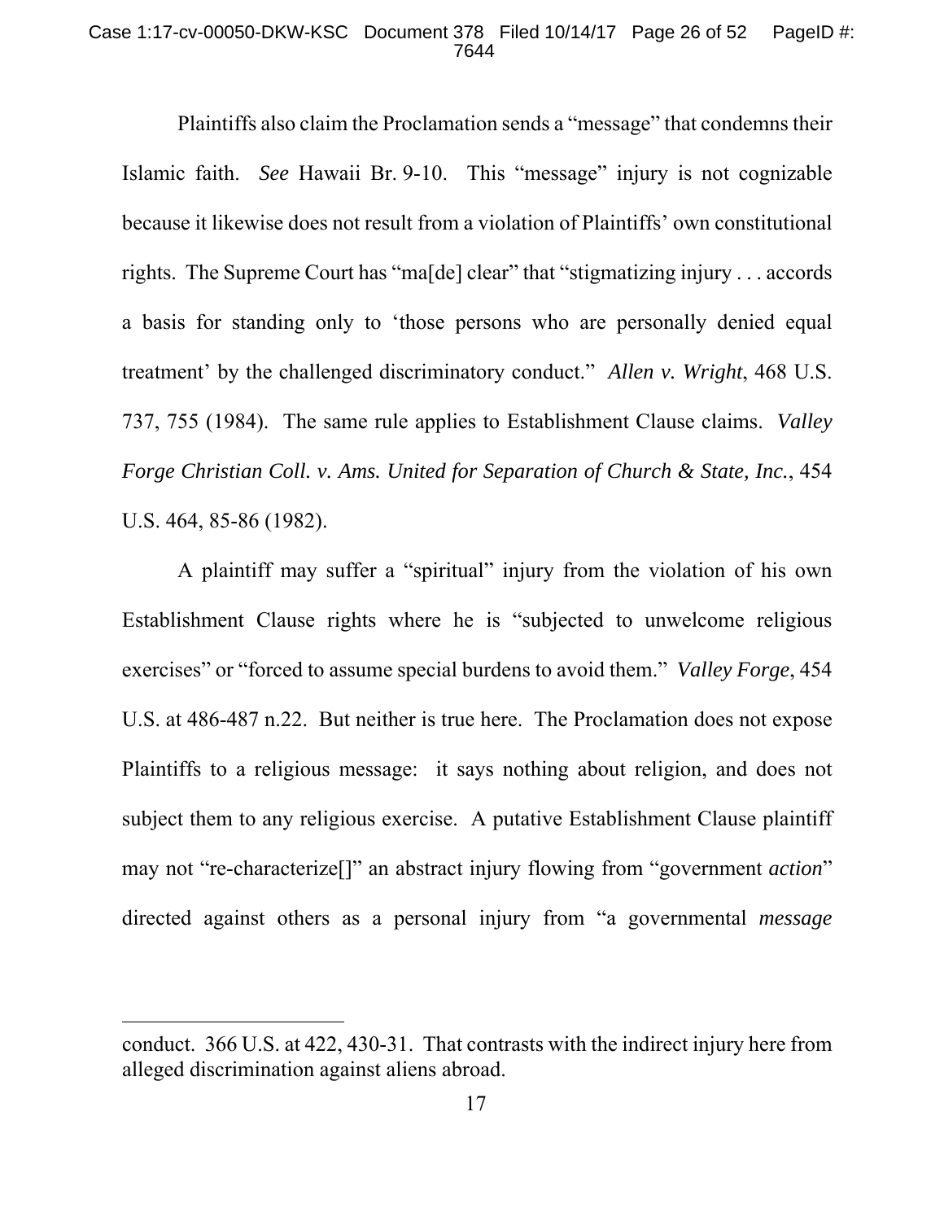Plaintiffs also claim the Proclamation sends a "message" that condemns their Islamic faith. *See* Hawaii Br. 9-10. This "message" injury is not cognizable because it likewise does not result from a violation of Plaintiffs' own constitutional rights. The Supreme Court has "ma[de] clear" that "stigmatizing injury . . . accords a basis for standing only to 'those persons who are personally denied equal treatment' by the challenged discriminatory conduct." *Allen v. Wright*, 468 U.S. 737, 755 (1984). The same rule applies to Establishment Clause claims. *Valley Forge Christian Coll. v. Ams. United for Separation of Church & State, Inc.*, 454 U.S. 464, 85-86 (1982).

A plaintiff may suffer a "spiritual" injury from the violation of his own Establishment Clause rights where he is "subjected to unwelcome religious exercises" or "forced to assume special burdens to avoid them." *Valley Forge*, 454 U.S. at 486-487 n.22. But neither is true here. The Proclamation does not expose Plaintiffs to a religious message: it says nothing about religion, and does not subject them to any religious exercise. A putative Establishment Clause plaintiff may not "re-characterize[]" an abstract injury flowing from "government *action*" directed against others as a personal injury from "a governmental *message*

---

conduct. 366 U.S. at 422, 430-31. That contrasts with the indirect injury here from alleged discrimination against aliens abroad.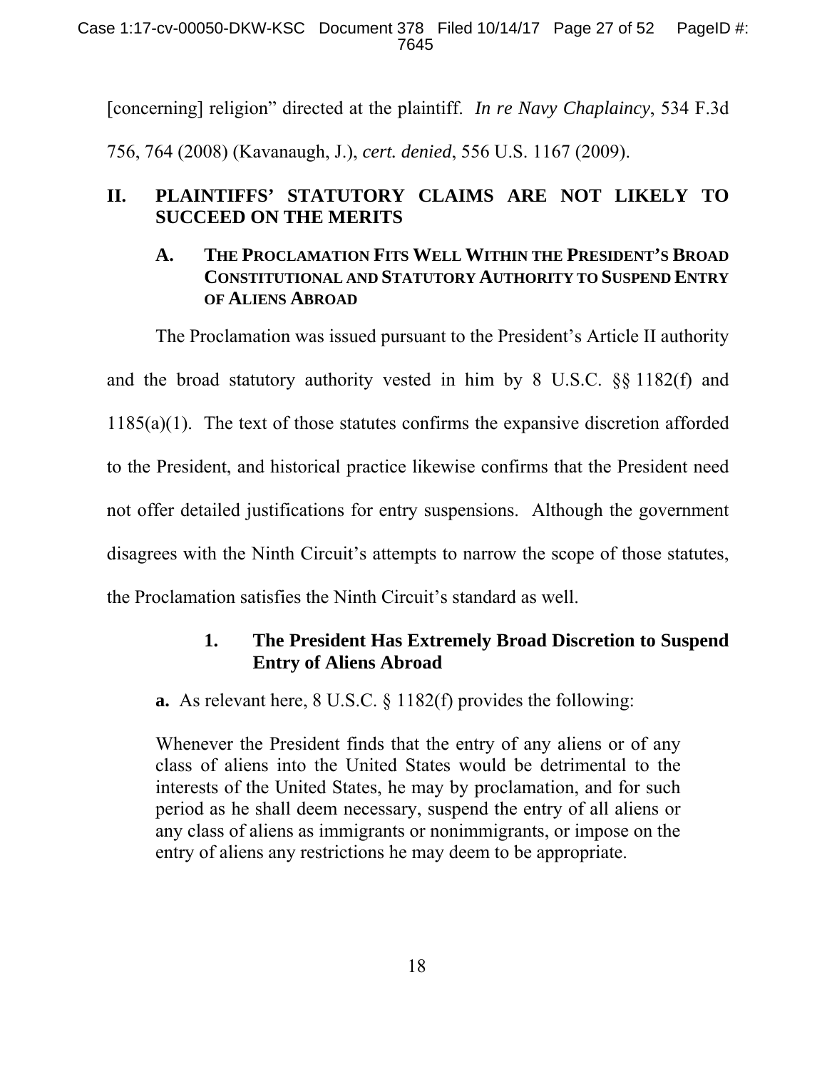[concerning] religion" directed at the plaintiff. *In re Navy Chaplaincy*, 534 F.3d 756, 764 (2008) (Kavanaugh, J.), *cert. denied*, 556 U.S. 1167 (2009).

## II. PLAINTIFFS' STATUTORY CLAIMS ARE NOT LIKELY TO SUCCEED ON THE MERITS

### A. THE PROCLAMATION FITS WELL WITHIN THE PRESIDENT'S BROAD CONSTITUTIONAL AND STATUTORY AUTHORITY TO SUSPEND ENTRY OF ALIENS ABROAD

The Proclamation was issued pursuant to the President's Article II authority and the broad statutory authority vested in him by 8 U.S.C. §§ 1182(f) and 1185(a)(1). The text of those statutes confirms the expansive discretion afforded to the President, and historical practice likewise confirms that the President need not offer detailed justifications for entry suspensions. Although the government disagrees with the Ninth Circuit's attempts to narrow the scope of those statutes, the Proclamation satisfies the Ninth Circuit's standard as well.

#### 1. The President Has Extremely Broad Discretion to Suspend Entry of Aliens Abroad

**a.** As relevant here, 8 U.S.C. § 1182(f) provides the following:

> Whenever the President finds that the entry of any aliens or of any class of aliens into the United States would be detrimental to the interests of the United States, he may by proclamation, and for such period as he shall deem necessary, suspend the entry of all aliens or any class of aliens as immigrants or nonimmigrants, or impose on the entry of aliens any restrictions he may deem to be appropriate.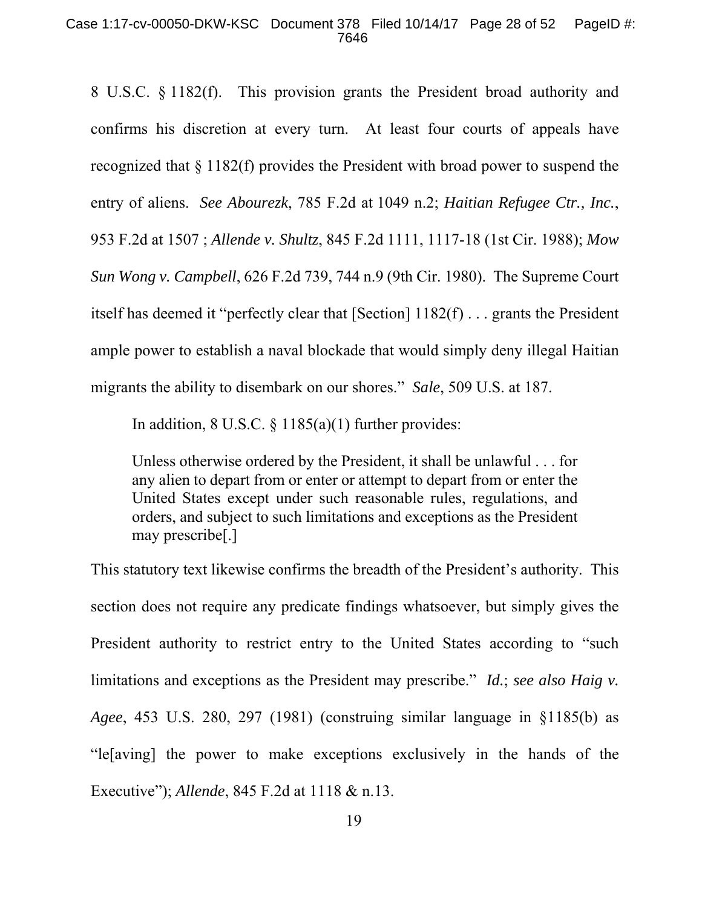8 U.S.C. § 1182(f). This provision grants the President broad authority and confirms his discretion at every turn. At least four courts of appeals have recognized that § 1182(f) provides the President with broad power to suspend the entry of aliens. *See Abourezk*, 785 F.2d at 1049 n.2; *Haitian Refugee Ctr., Inc.*, 953 F.2d at 1507 ; *Allende v. Shultz*, 845 F.2d 1111, 1117-18 (1st Cir. 1988); *Mow Sun Wong v. Campbell*, 626 F.2d 739, 744 n.9 (9th Cir. 1980). The Supreme Court itself has deemed it "perfectly clear that [Section] 1182(f) . . . grants the President ample power to establish a naval blockade that would simply deny illegal Haitian migrants the ability to disembark on our shores." *Sale*, 509 U.S. at 187.

In addition, 8 U.S.C. § 1185(a)(1) further provides:

> Unless otherwise ordered by the President, it shall be unlawful . . . for any alien to depart from or enter or attempt to depart from or enter the United States except under such reasonable rules, regulations, and orders, and subject to such limitations and exceptions as the President may prescribe[.]

This statutory text likewise confirms the breadth of the President's authority. This section does not require any predicate findings whatsoever, but simply gives the President authority to restrict entry to the United States according to "such limitations and exceptions as the President may prescribe." *Id.*; *see also Haig v. Agee*, 453 U.S. 280, 297 (1981) (construing similar language in §1185(b) as "le[aving] the power to make exceptions exclusively in the hands of the Executive"); *Allende*, 845 F.2d at 1118 & n.13.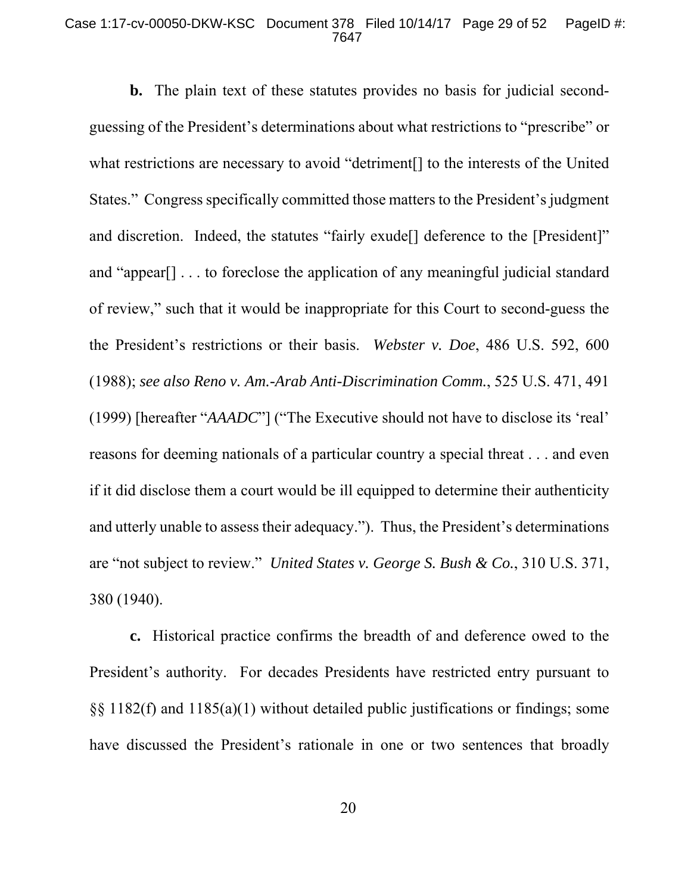**b.** The plain text of these statutes provides no basis for judicial second-guessing of the President's determinations about what restrictions to "prescribe" or what restrictions are necessary to avoid "detriment[] to the interests of the United States." Congress specifically committed those matters to the President's judgment and discretion. Indeed, the statutes "fairly exude[] deference to the [President]" and "appear[] . . . to foreclose the application of any meaningful judicial standard of review," such that it would be inappropriate for this Court to second-guess the the President's restrictions or their basis. *Webster v. Doe*, 486 U.S. 592, 600 (1988); *see also Reno v. Am.-Arab Anti-Discrimination Comm.*, 525 U.S. 471, 491 (1999) [hereafter "*AAADC*"] ("The Executive should not have to disclose its 'real' reasons for deeming nationals of a particular country a special threat . . . and even if it did disclose them a court would be ill equipped to determine their authenticity and utterly unable to assess their adequacy."). Thus, the President's determinations are "not subject to review." *United States v. George S. Bush & Co.*, 310 U.S. 371, 380 (1940).

**c.** Historical practice confirms the breadth of and deference owed to the President's authority. For decades Presidents have restricted entry pursuant to §§ 1182(f) and 1185(a)(1) without detailed public justifications or findings; some have discussed the President's rationale in one or two sentences that broadly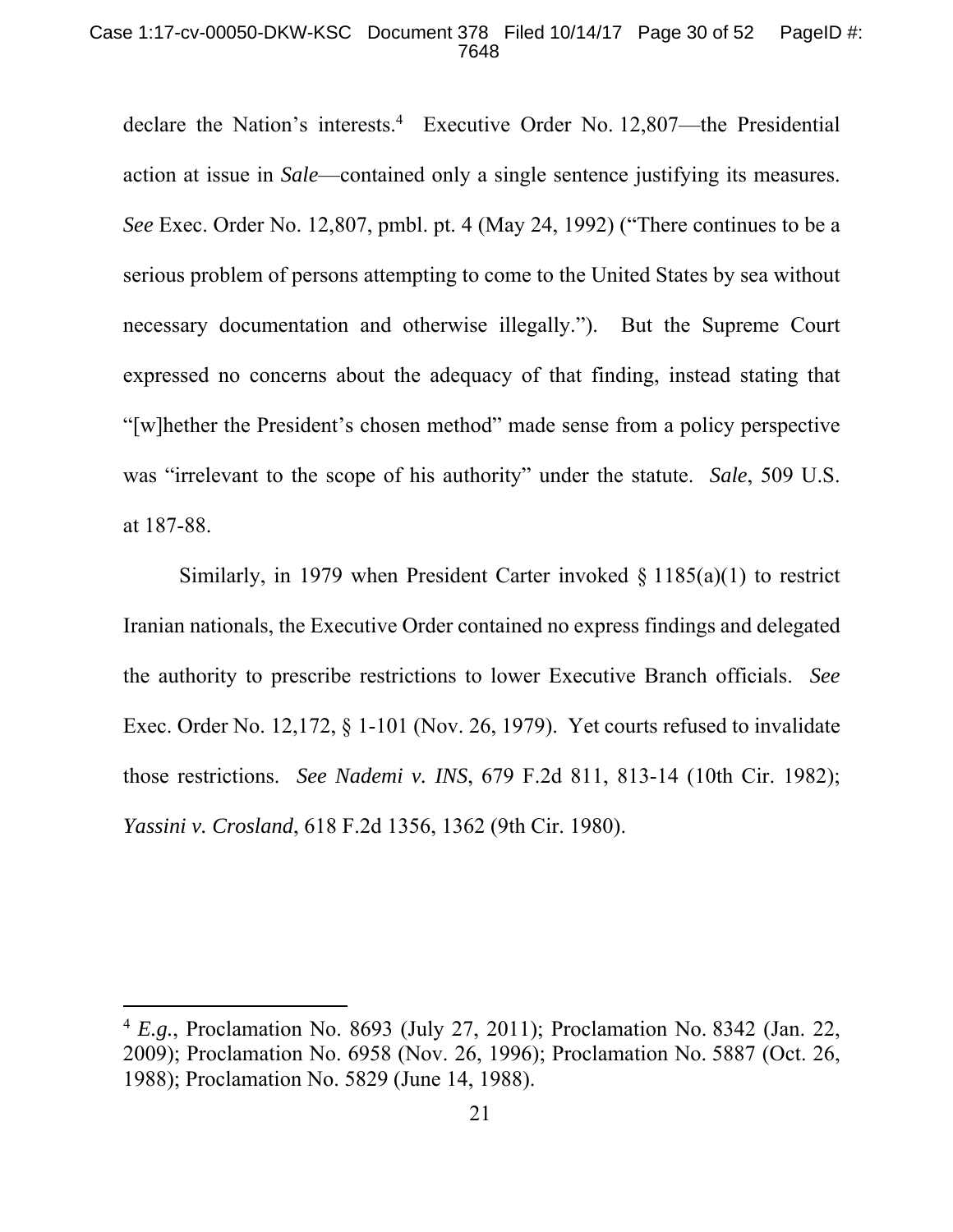declare the Nation's interests.[4] Executive Order No. 12,807—the Presidential action at issue in *Sale*—contained only a single sentence justifying its measures. *See* Exec. Order No. 12,807, pmbl. pt. 4 (May 24, 1992) ("There continues to be a serious problem of persons attempting to come to the United States by sea without necessary documentation and otherwise illegally."). But the Supreme Court expressed no concerns about the adequacy of that finding, instead stating that "[w]hether the President's chosen method" made sense from a policy perspective was "irrelevant to the scope of his authority" under the statute. *Sale*, 509 U.S. at 187-88.

Similarly, in 1979 when President Carter invoked § 1185(a)(1) to restrict Iranian nationals, the Executive Order contained no express findings and delegated the authority to prescribe restrictions to lower Executive Branch officials. *See* Exec. Order No. 12,172, § 1-101 (Nov. 26, 1979). Yet courts refused to invalidate those restrictions. *See Nademi v. INS*, 679 F.2d 811, 813-14 (10th Cir. 1982); *Yassini v. Crosland*, 618 F.2d 1356, 1362 (9th Cir. 1980).

---

[4] *E.g.*, Proclamation No. 8693 (July 27, 2011); Proclamation No. 8342 (Jan. 22, 2009); Proclamation No. 6958 (Nov. 26, 1996); Proclamation No. 5887 (Oct. 26, 1988); Proclamation No. 5829 (June 14, 1988).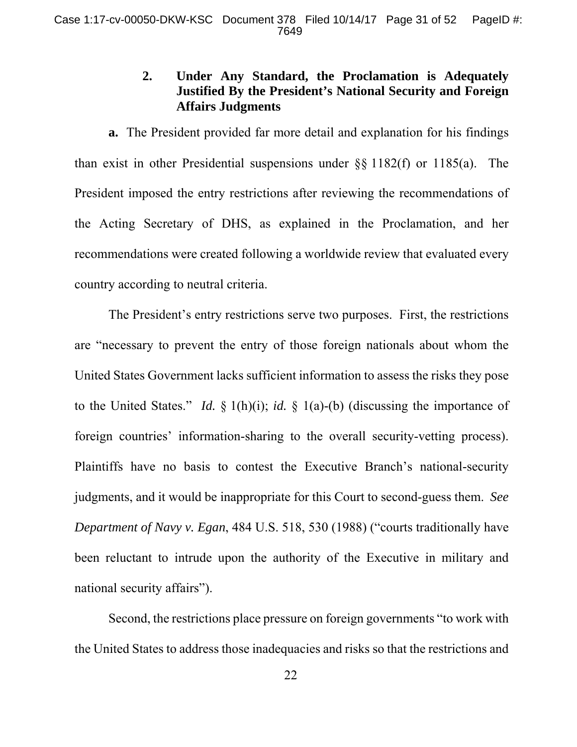### 2. Under Any Standard, the Proclamation is Adequately Justified By the President's National Security and Foreign Affairs Judgments

**a.** The President provided far more detail and explanation for his findings than exist in other Presidential suspensions under §§ 1182(f) or 1185(a). The President imposed the entry restrictions after reviewing the recommendations of the Acting Secretary of DHS, as explained in the Proclamation, and her recommendations were created following a worldwide review that evaluated every country according to neutral criteria.

The President's entry restrictions serve two purposes. First, the restrictions are "necessary to prevent the entry of those foreign nationals about whom the United States Government lacks sufficient information to assess the risks they pose to the United States." *Id.* § 1(h)(i); *id.* § 1(a)-(b) (discussing the importance of foreign countries' information-sharing to the overall security-vetting process). Plaintiffs have no basis to contest the Executive Branch's national-security judgments, and it would be inappropriate for this Court to second-guess them. *See Department of Navy v. Egan*, 484 U.S. 518, 530 (1988) ("courts traditionally have been reluctant to intrude upon the authority of the Executive in military and national security affairs").

Second, the restrictions place pressure on foreign governments "to work with the United States to address those inadequacies and risks so that the restrictions and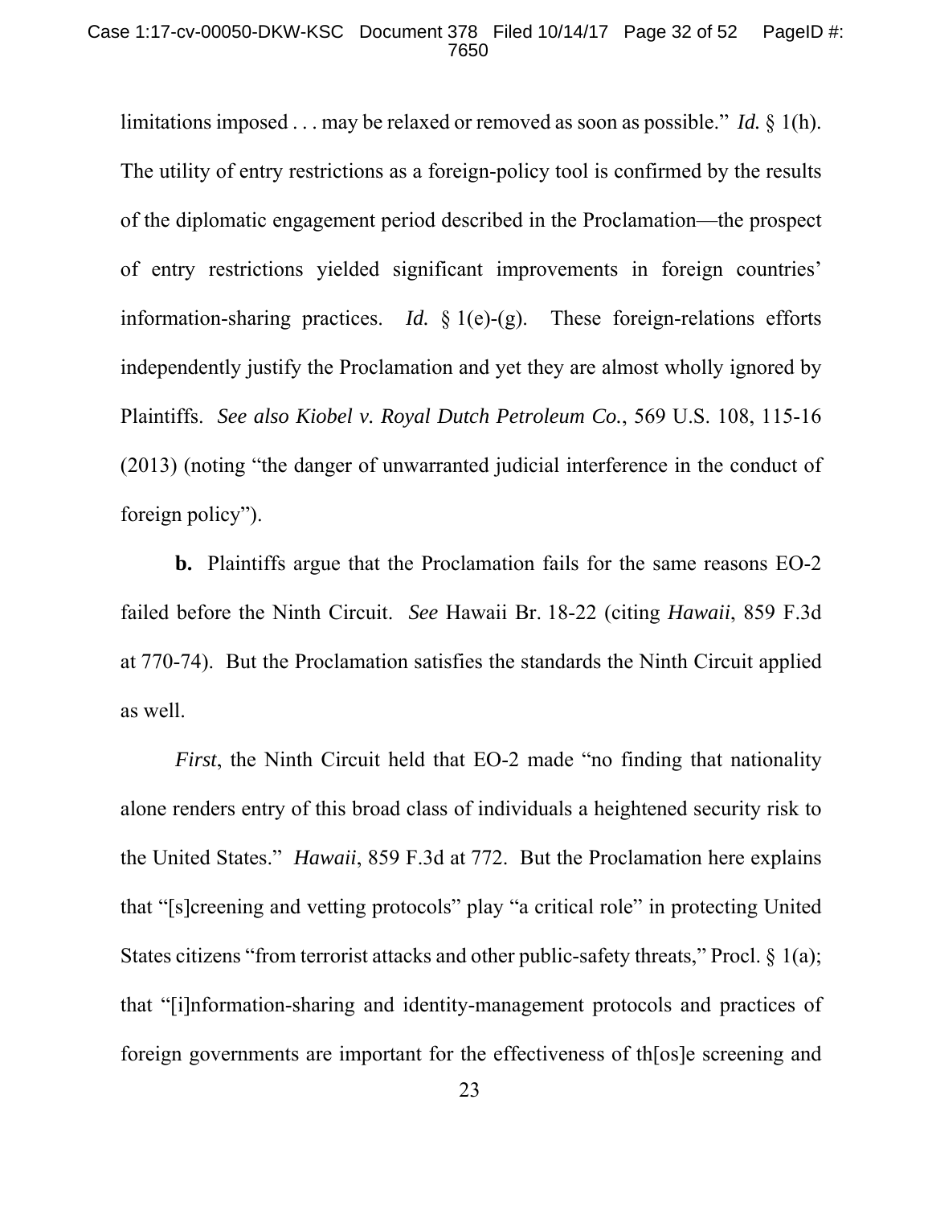limitations imposed . . . may be relaxed or removed as soon as possible." *Id.* § 1(h). The utility of entry restrictions as a foreign-policy tool is confirmed by the results of the diplomatic engagement period described in the Proclamation—the prospect of entry restrictions yielded significant improvements in foreign countries' information-sharing practices. *Id.* § 1(e)-(g). These foreign-relations efforts independently justify the Proclamation and yet they are almost wholly ignored by Plaintiffs. *See also Kiobel v. Royal Dutch Petroleum Co.*, 569 U.S. 108, 115-16 (2013) (noting "the danger of unwarranted judicial interference in the conduct of foreign policy").

**b.** Plaintiffs argue that the Proclamation fails for the same reasons EO-2 failed before the Ninth Circuit. *See* Hawaii Br. 18-22 (citing *Hawaii*, 859 F.3d at 770-74). But the Proclamation satisfies the standards the Ninth Circuit applied as well.

*First*, the Ninth Circuit held that EO-2 made "no finding that nationality alone renders entry of this broad class of individuals a heightened security risk to the United States." *Hawaii*, 859 F.3d at 772. But the Proclamation here explains that "[s]creening and vetting protocols" play "a critical role" in protecting United States citizens "from terrorist attacks and other public-safety threats," Procl. § 1(a); that "[i]nformation-sharing and identity-management protocols and practices of foreign governments are important for the effectiveness of th[os]e screening and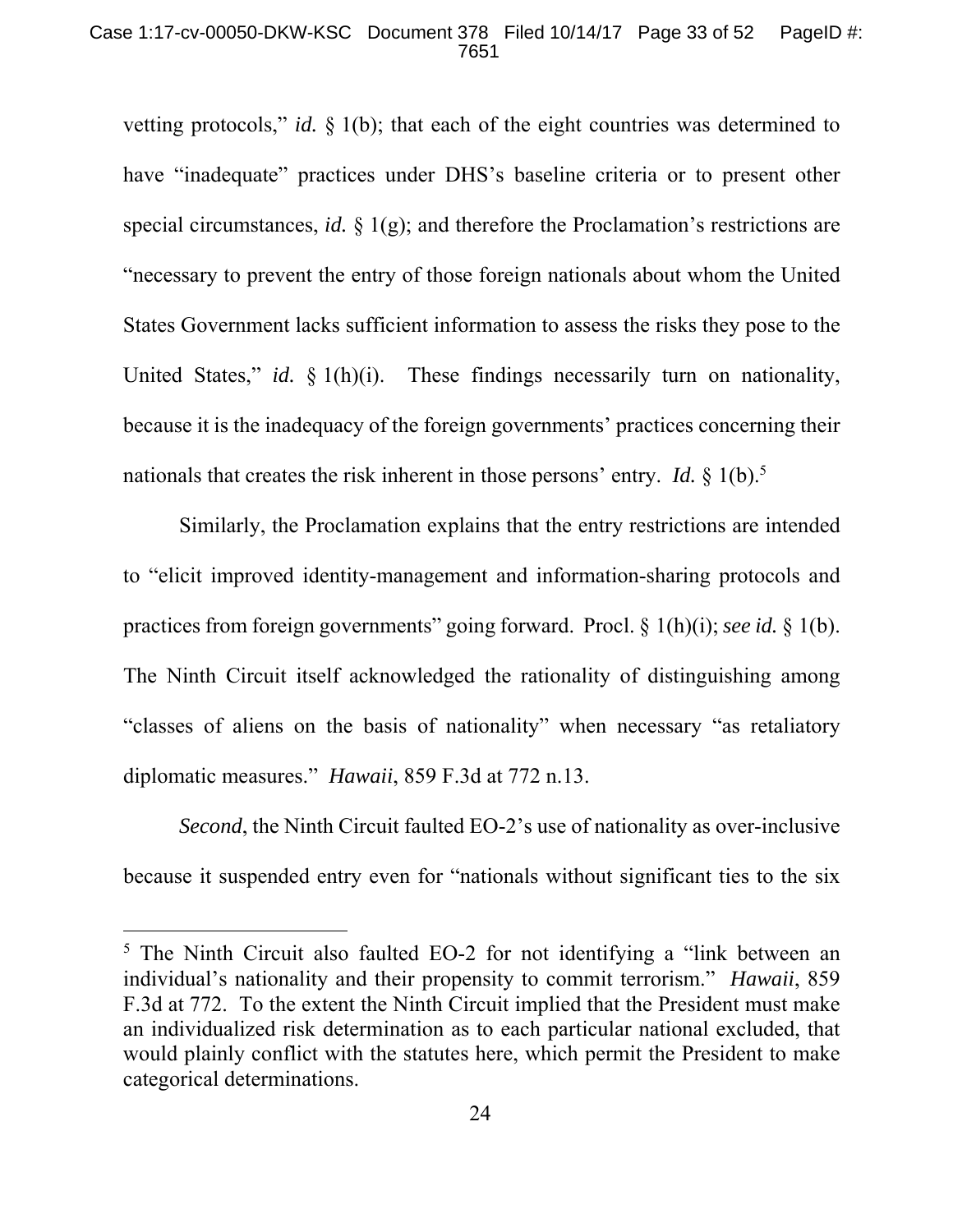vetting protocols," *id.* § 1(b); that each of the eight countries was determined to have "inadequate" practices under DHS's baseline criteria or to present other special circumstances, *id.* § 1(g); and therefore the Proclamation's restrictions are "necessary to prevent the entry of those foreign nationals about whom the United States Government lacks sufficient information to assess the risks they pose to the United States," *id.* § 1(h)(i). These findings necessarily turn on nationality, because it is the inadequacy of the foreign governments' practices concerning their nationals that creates the risk inherent in those persons' entry. *Id.* § 1(b).[5]

Similarly, the Proclamation explains that the entry restrictions are intended to "elicit improved identity-management and information-sharing protocols and practices from foreign governments" going forward. Procl. § 1(h)(i); *see id.* § 1(b). The Ninth Circuit itself acknowledged the rationality of distinguishing among "classes of aliens on the basis of nationality" when necessary "as retaliatory diplomatic measures." *Hawaii*, 859 F.3d at 772 n.13.

*Second*, the Ninth Circuit faulted EO-2's use of nationality as over-inclusive because it suspended entry even for "nationals without significant ties to the six

---

[5] The Ninth Circuit also faulted EO-2 for not identifying a "link between an individual's nationality and their propensity to commit terrorism." *Hawaii*, 859 F.3d at 772. To the extent the Ninth Circuit implied that the President must make an individualized risk determination as to each particular national excluded, that would plainly conflict with the statutes here, which permit the President to make categorical determinations.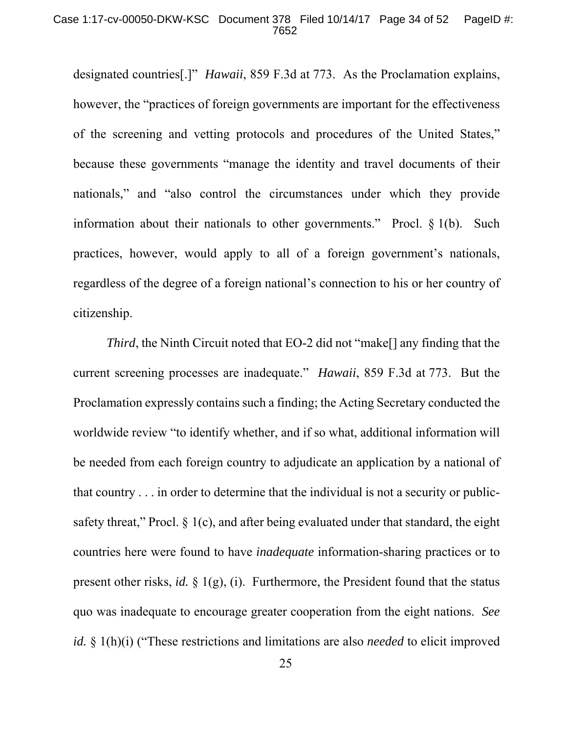designated countries[.]" *Hawaii*, 859 F.3d at 773. As the Proclamation explains, however, the "practices of foreign governments are important for the effectiveness of the screening and vetting protocols and procedures of the United States," because these governments "manage the identity and travel documents of their nationals," and "also control the circumstances under which they provide information about their nationals to other governments." Procl. § 1(b). Such practices, however, would apply to all of a foreign government's nationals, regardless of the degree of a foreign national's connection to his or her country of citizenship.

*Third*, the Ninth Circuit noted that EO-2 did not "make[] any finding that the current screening processes are inadequate." *Hawaii*, 859 F.3d at 773. But the Proclamation expressly contains such a finding; the Acting Secretary conducted the worldwide review "to identify whether, and if so what, additional information will be needed from each foreign country to adjudicate an application by a national of that country . . . in order to determine that the individual is not a security or public-safety threat," Procl. § 1(c), and after being evaluated under that standard, the eight countries here were found to have *inadequate* information-sharing practices or to present other risks, *id.* § 1(g), (i). Furthermore, the President found that the status quo was inadequate to encourage greater cooperation from the eight nations. *See id.* § 1(h)(i) ("These restrictions and limitations are also *needed* to elicit improved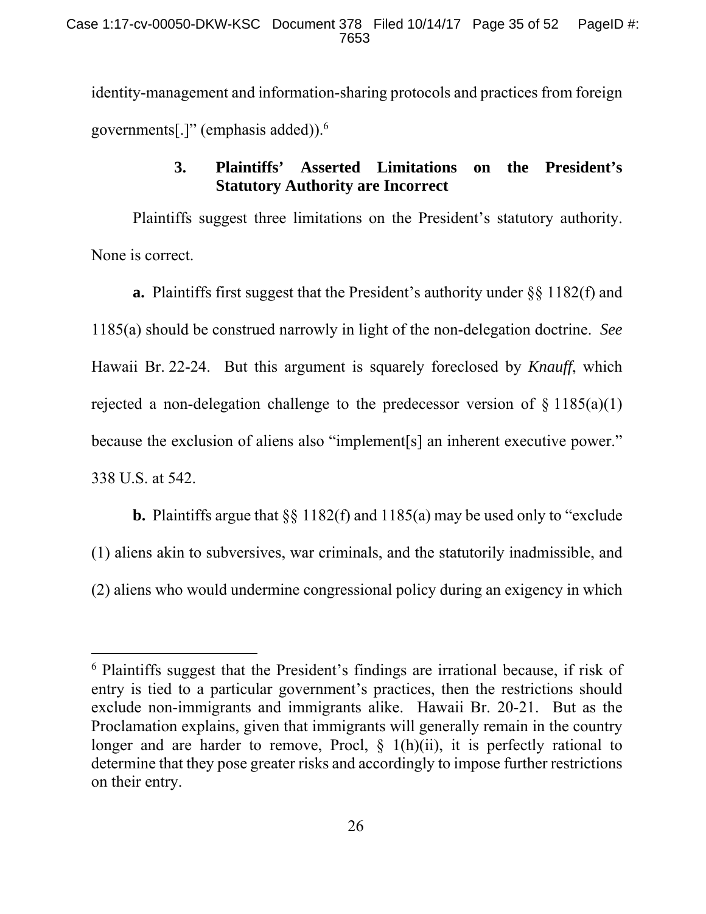identity-management and information-sharing protocols and practices from foreign governments[.]" (emphasis added)).[6]

### 3. Plaintiffs' Asserted Limitations on the President's Statutory Authority are Incorrect

Plaintiffs suggest three limitations on the President's statutory authority. None is correct.

**a.** Plaintiffs first suggest that the President's authority under §§ 1182(f) and 1185(a) should be construed narrowly in light of the non-delegation doctrine. *See* Hawaii Br. 22-24. But this argument is squarely foreclosed by *Knauff*, which rejected a non-delegation challenge to the predecessor version of § 1185(a)(1) because the exclusion of aliens also "implement[s] an inherent executive power." 338 U.S. at 542.

**b.** Plaintiffs argue that §§ 1182(f) and 1185(a) may be used only to "exclude (1) aliens akin to subversives, war criminals, and the statutorily inadmissible, and (2) aliens who would undermine congressional policy during an exigency in which

---

[6] Plaintiffs suggest that the President's findings are irrational because, if risk of entry is tied to a particular government's practices, then the restrictions should exclude non-immigrants and immigrants alike. Hawaii Br. 20-21. But as the Proclamation explains, given that immigrants will generally remain in the country longer and are harder to remove, Procl, § 1(h)(ii), it is perfectly rational to determine that they pose greater risks and accordingly to impose further restrictions on their entry.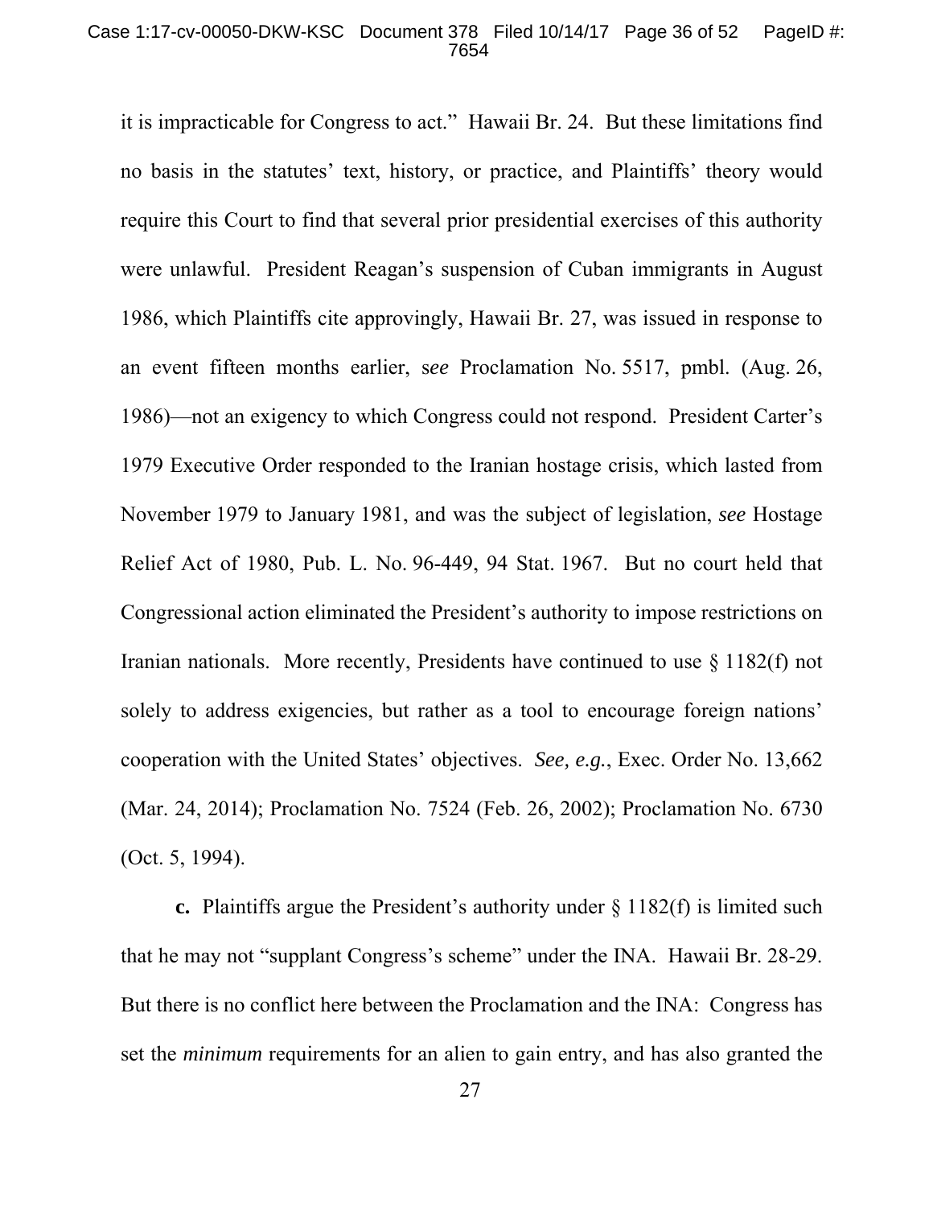it is impracticable for Congress to act." Hawaii Br. 24. But these limitations find no basis in the statutes' text, history, or practice, and Plaintiffs' theory would require this Court to find that several prior presidential exercises of this authority were unlawful. President Reagan's suspension of Cuban immigrants in August 1986, which Plaintiffs cite approvingly, Hawaii Br. 27, was issued in response to an event fifteen months earlier, s*ee* Proclamation No. 5517, pmbl. (Aug. 26, 1986)—not an exigency to which Congress could not respond. President Carter's 1979 Executive Order responded to the Iranian hostage crisis, which lasted from November 1979 to January 1981, and was the subject of legislation, *see* Hostage Relief Act of 1980, Pub. L. No. 96-449, 94 Stat. 1967. But no court held that Congressional action eliminated the President's authority to impose restrictions on Iranian nationals. More recently, Presidents have continued to use § 1182(f) not solely to address exigencies, but rather as a tool to encourage foreign nations' cooperation with the United States' objectives. *See, e.g.*, Exec. Order No. 13,662 (Mar. 24, 2014); Proclamation No. 7524 (Feb. 26, 2002); Proclamation No. 6730 (Oct. 5, 1994).

**c.** Plaintiffs argue the President's authority under § 1182(f) is limited such that he may not "supplant Congress's scheme" under the INA. Hawaii Br. 28-29. But there is no conflict here between the Proclamation and the INA: Congress has set the *minimum* requirements for an alien to gain entry, and has also granted the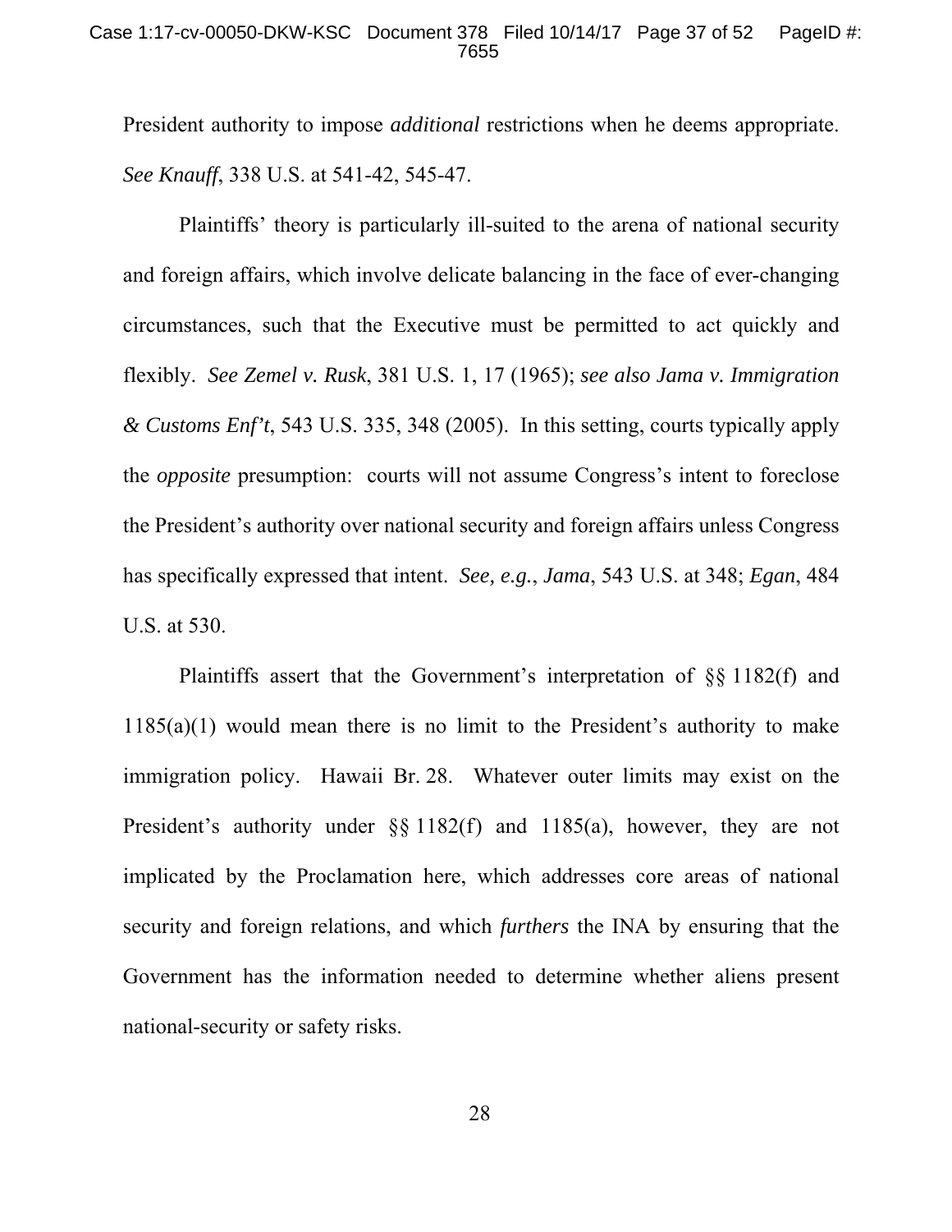President authority to impose *additional* restrictions when he deems appropriate. *See Knauff*, 338 U.S. at 541-42, 545-47.

Plaintiffs' theory is particularly ill-suited to the arena of national security and foreign affairs, which involve delicate balancing in the face of ever-changing circumstances, such that the Executive must be permitted to act quickly and flexibly. *See Zemel v. Rusk*, 381 U.S. 1, 17 (1965); *see also Jama v. Immigration & Customs Enf't*, 543 U.S. 335, 348 (2005). In this setting, courts typically apply the *opposite* presumption: courts will not assume Congress's intent to foreclose the President's authority over national security and foreign affairs unless Congress has specifically expressed that intent. *See, e.g.*, *Jama*, 543 U.S. at 348; *Egan*, 484 U.S. at 530.

Plaintiffs assert that the Government's interpretation of §§ 1182(f) and 1185(a)(1) would mean there is no limit to the President's authority to make immigration policy. Hawaii Br. 28. Whatever outer limits may exist on the President's authority under §§ 1182(f) and 1185(a), however, they are not implicated by the Proclamation here, which addresses core areas of national security and foreign relations, and which *furthers* the INA by ensuring that the Government has the information needed to determine whether aliens present national-security or safety risks.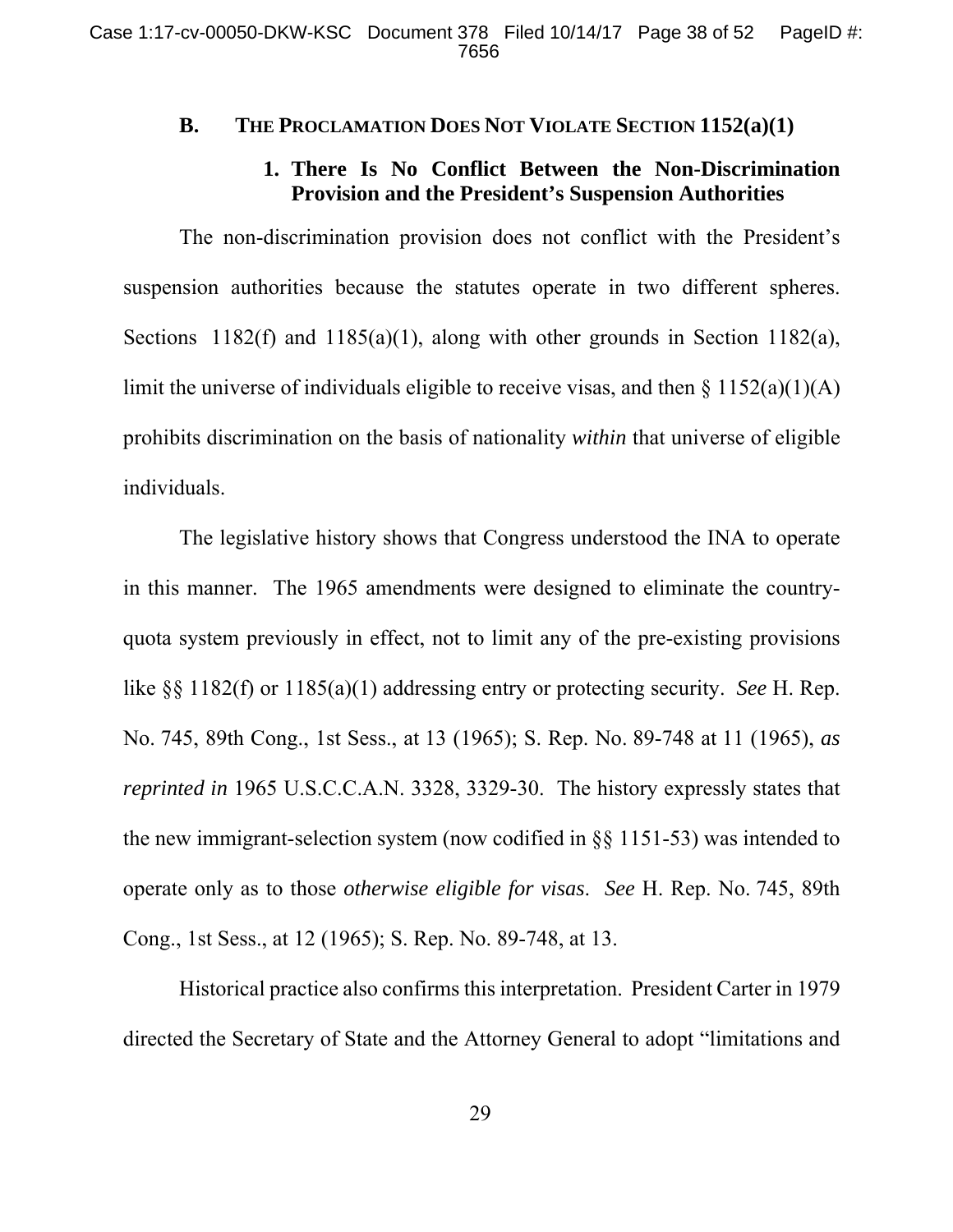### B. THE PROCLAMATION DOES NOT VIOLATE SECTION 1152(a)(1)

#### 1. There Is No Conflict Between the Non-Discrimination Provision and the President's Suspension Authorities

The non-discrimination provision does not conflict with the President's suspension authorities because the statutes operate in two different spheres. Sections 1182(f) and 1185(a)(1), along with other grounds in Section 1182(a), limit the universe of individuals eligible to receive visas, and then § 1152(a)(1)(A) prohibits discrimination on the basis of nationality *within* that universe of eligible individuals.

The legislative history shows that Congress understood the INA to operate in this manner. The 1965 amendments were designed to eliminate the country-quota system previously in effect, not to limit any of the pre-existing provisions like §§ 1182(f) or 1185(a)(1) addressing entry or protecting security. *See* H. Rep. No. 745, 89th Cong., 1st Sess., at 13 (1965); S. Rep. No. 89-748 at 11 (1965), *as reprinted in* 1965 U.S.C.C.A.N. 3328, 3329-30. The history expressly states that the new immigrant-selection system (now codified in §§ 1151-53) was intended to operate only as to those *otherwise eligible for visas*. *See* H. Rep. No. 745, 89th Cong., 1st Sess., at 12 (1965); S. Rep. No. 89-748, at 13.

Historical practice also confirms this interpretation. President Carter in 1979 directed the Secretary of State and the Attorney General to adopt "limitations and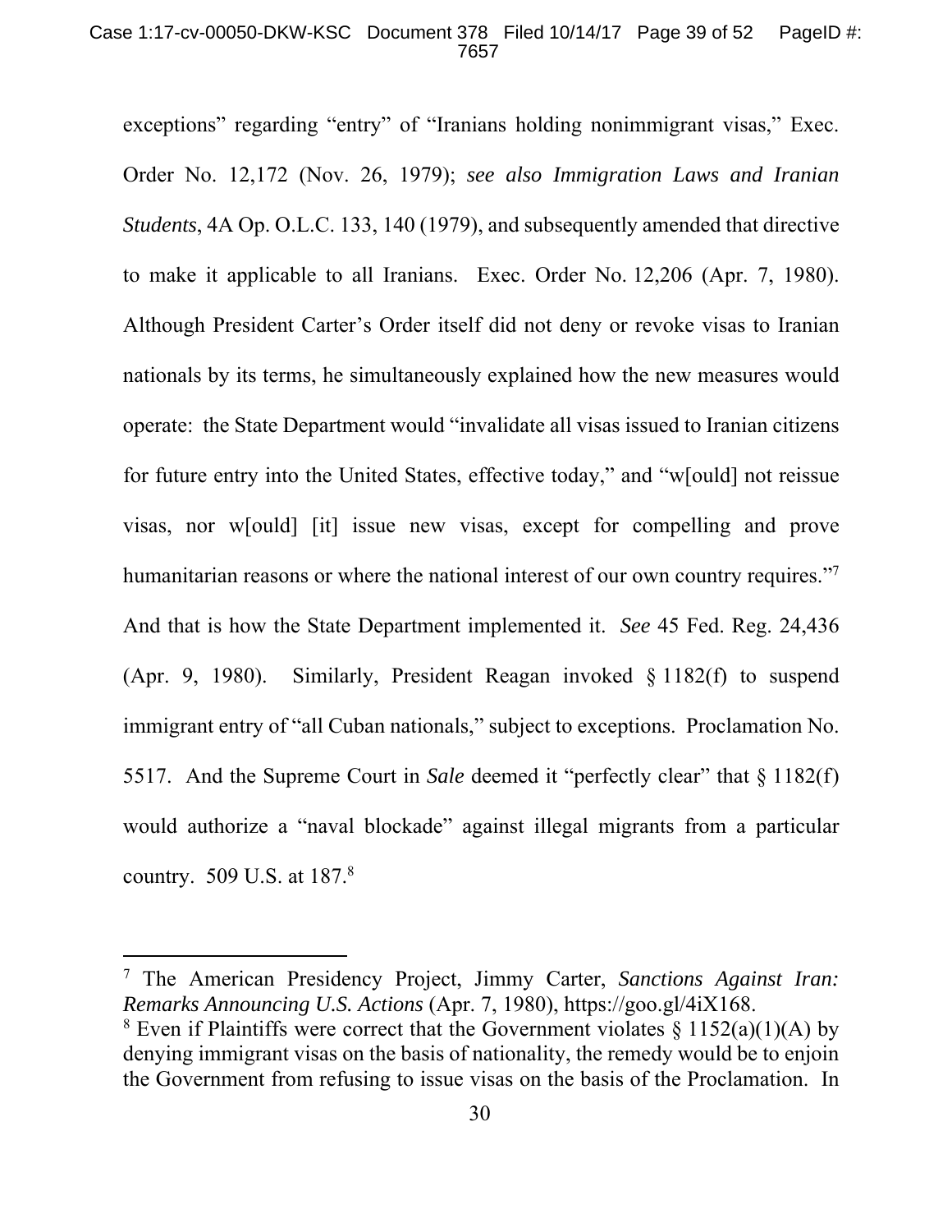exceptions" regarding "entry" of "Iranians holding nonimmigrant visas," Exec. Order No. 12,172 (Nov. 26, 1979); *see also Immigration Laws and Iranian Students*, 4A Op. O.L.C. 133, 140 (1979), and subsequently amended that directive to make it applicable to all Iranians. Exec. Order No. 12,206 (Apr. 7, 1980). Although President Carter's Order itself did not deny or revoke visas to Iranian nationals by its terms, he simultaneously explained how the new measures would operate: the State Department would "invalidate all visas issued to Iranian citizens for future entry into the United States, effective today," and "w[ould] not reissue visas, nor w[ould] [it] issue new visas, except for compelling and prove humanitarian reasons or where the national interest of our own country requires."[7] And that is how the State Department implemented it. *See* 45 Fed. Reg. 24,436 (Apr. 9, 1980). Similarly, President Reagan invoked § 1182(f) to suspend immigrant entry of "all Cuban nationals," subject to exceptions. Proclamation No. 5517. And the Supreme Court in *Sale* deemed it "perfectly clear" that § 1182(f) would authorize a "naval blockade" against illegal migrants from a particular country. 509 U.S. at 187.[8]

---

[7] The American Presidency Project, Jimmy Carter, *Sanctions Against Iran: Remarks Announcing U.S. Actions* (Apr. 7, 1980), https://goo.gl/4iX168.

[8] Even if Plaintiffs were correct that the Government violates § 1152(a)(1)(A) by denying immigrant visas on the basis of nationality, the remedy would be to enjoin the Government from refusing to issue visas on the basis of the Proclamation. In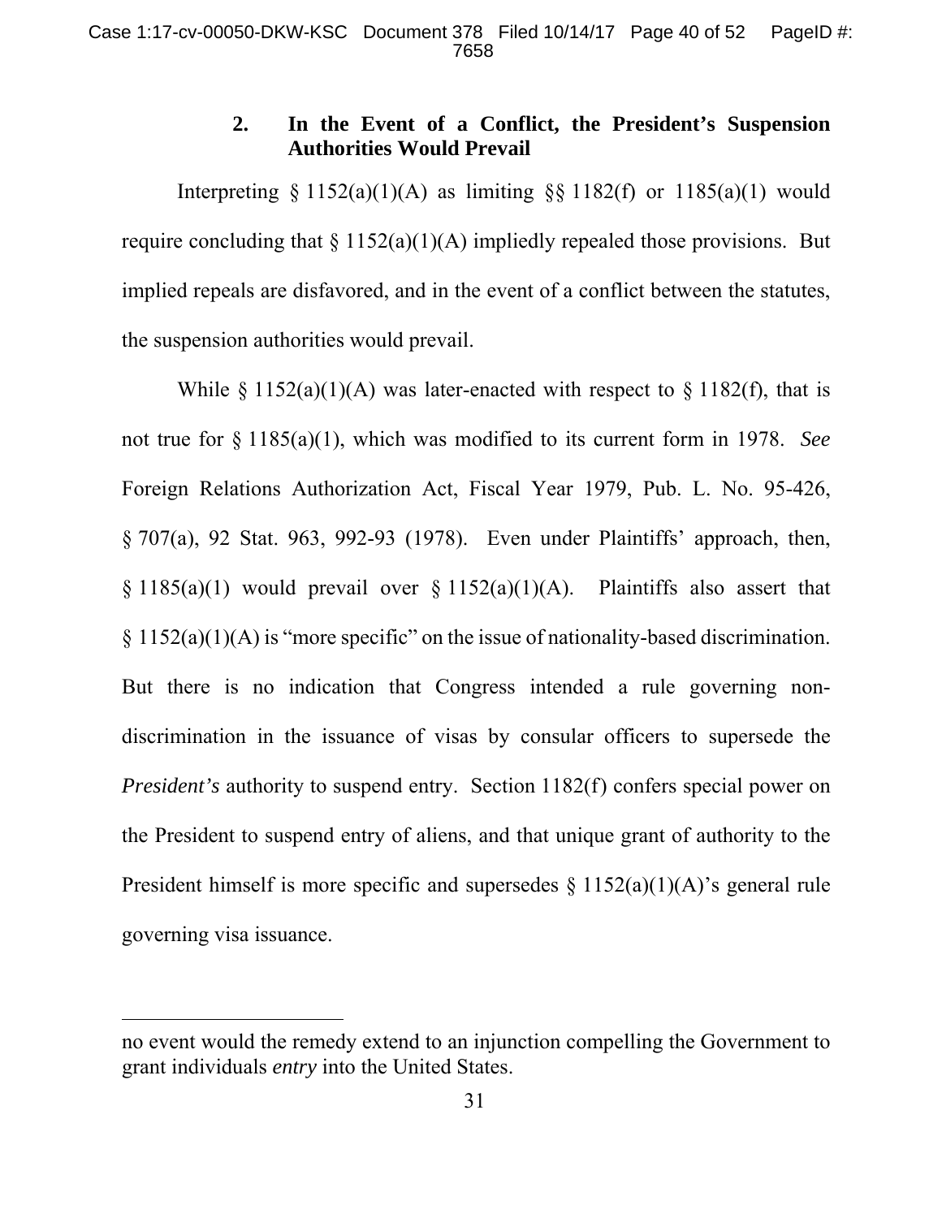### 2. In the Event of a Conflict, the President's Suspension Authorities Would Prevail

Interpreting § 1152(a)(1)(A) as limiting §§ 1182(f) or 1185(a)(1) would require concluding that § 1152(a)(1)(A) impliedly repealed those provisions. But implied repeals are disfavored, and in the event of a conflict between the statutes, the suspension authorities would prevail.

While § 1152(a)(1)(A) was later-enacted with respect to § 1182(f), that is not true for § 1185(a)(1), which was modified to its current form in 1978. *See* Foreign Relations Authorization Act, Fiscal Year 1979, Pub. L. No. 95-426, § 707(a), 92 Stat. 963, 992-93 (1978). Even under Plaintiffs' approach, then, § 1185(a)(1) would prevail over § 1152(a)(1)(A). Plaintiffs also assert that § 1152(a)(1)(A) is "more specific" on the issue of nationality-based discrimination. But there is no indication that Congress intended a rule governing non-discrimination in the issuance of visas by consular officers to supersede the *President's* authority to suspend entry. Section 1182(f) confers special power on the President to suspend entry of aliens, and that unique grant of authority to the President himself is more specific and supersedes § 1152(a)(1)(A)'s general rule governing visa issuance.

---

no event would the remedy extend to an injunction compelling the Government to grant individuals *entry* into the United States.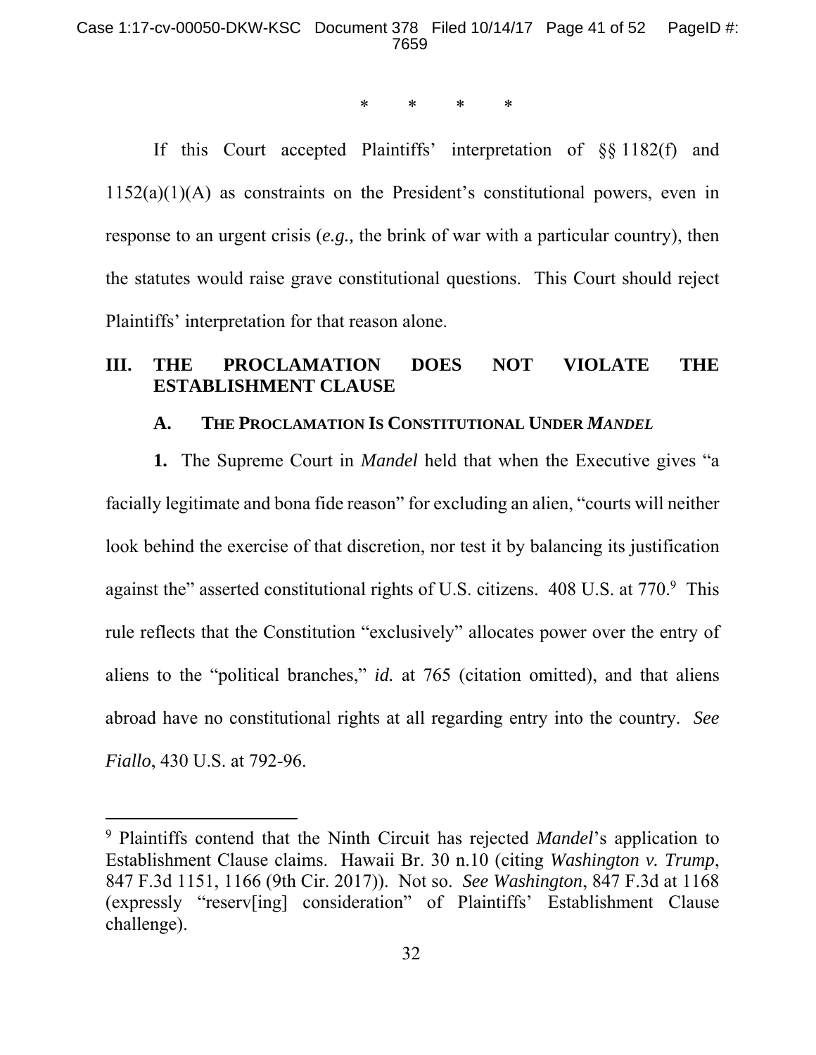\*  \*  \*  \*

If this Court accepted Plaintiffs' interpretation of §§ 1182(f) and 1152(a)(1)(A) as constraints on the President's constitutional powers, even in response to an urgent crisis (*e.g.,* the brink of war with a particular country), then the statutes would raise grave constitutional questions. This Court should reject Plaintiffs' interpretation for that reason alone.

## III. THE PROCLAMATION DOES NOT VIOLATE THE ESTABLISHMENT CLAUSE

### A. THE PROCLAMATION IS CONSTITUTIONAL UNDER *MANDEL*

**1.** The Supreme Court in *Mandel* held that when the Executive gives "a facially legitimate and bona fide reason" for excluding an alien, "courts will neither look behind the exercise of that discretion, nor test it by balancing its justification against the" asserted constitutional rights of U.S. citizens. 408 U.S. at 770.[9] This rule reflects that the Constitution "exclusively" allocates power over the entry of aliens to the "political branches," *id.* at 765 (citation omitted), and that aliens abroad have no constitutional rights at all regarding entry into the country. *See Fiallo*, 430 U.S. at 792-96.

---

[9] Plaintiffs contend that the Ninth Circuit has rejected *Mandel*'s application to Establishment Clause claims. Hawaii Br. 30 n.10 (citing *Washington v. Trump*, 847 F.3d 1151, 1166 (9th Cir. 2017)). Not so. *See Washington*, 847 F.3d at 1168 (expressly "reserv[ing] consideration" of Plaintiffs' Establishment Clause challenge).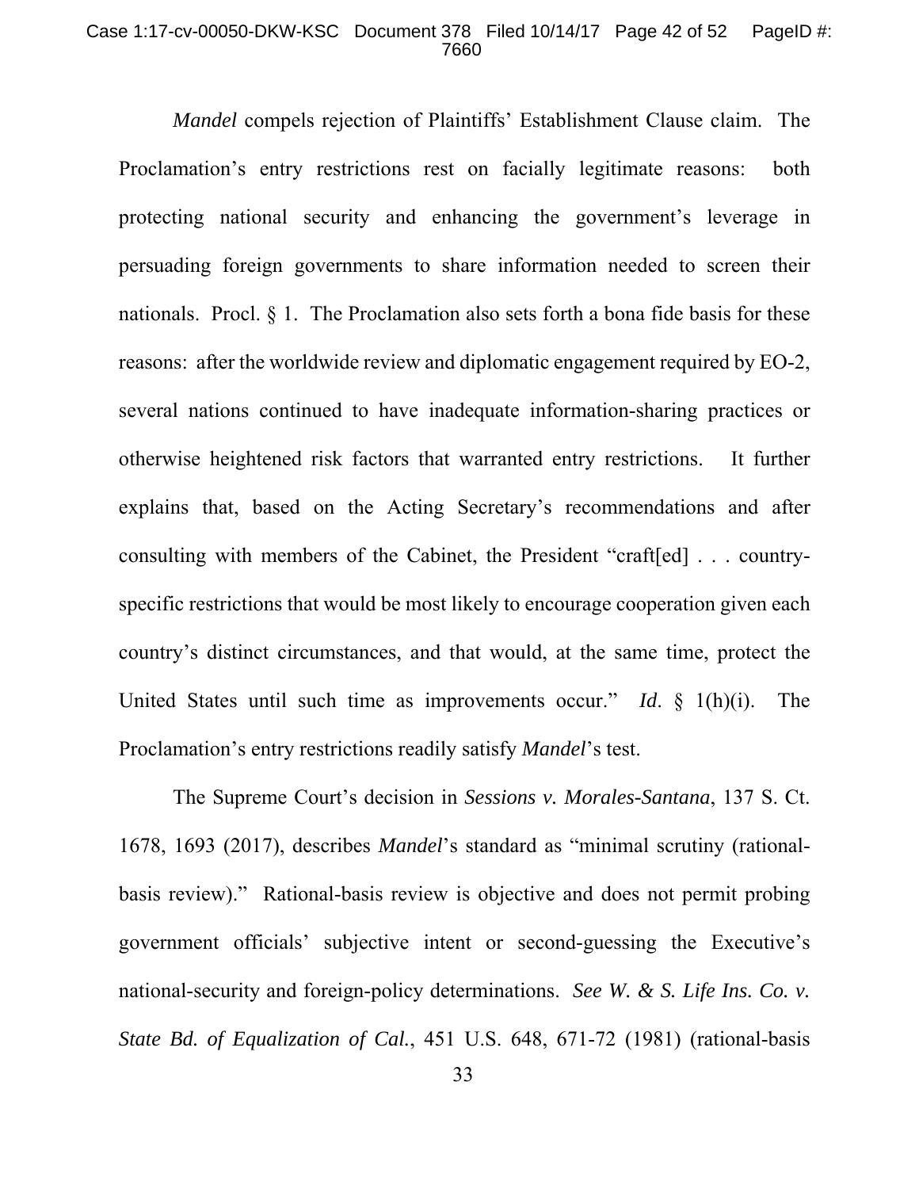*Mandel* compels rejection of Plaintiffs' Establishment Clause claim. The Proclamation's entry restrictions rest on facially legitimate reasons: both protecting national security and enhancing the government's leverage in persuading foreign governments to share information needed to screen their nationals. Procl. § 1. The Proclamation also sets forth a bona fide basis for these reasons: after the worldwide review and diplomatic engagement required by EO-2, several nations continued to have inadequate information-sharing practices or otherwise heightened risk factors that warranted entry restrictions. It further explains that, based on the Acting Secretary's recommendations and after consulting with members of the Cabinet, the President "craft[ed] . . . country-specific restrictions that would be most likely to encourage cooperation given each country's distinct circumstances, and that would, at the same time, protect the United States until such time as improvements occur." *Id*. § 1(h)(i). The Proclamation's entry restrictions readily satisfy *Mandel*'s test.

The Supreme Court's decision in *Sessions v. Morales-Santana*, 137 S. Ct. 1678, 1693 (2017), describes *Mandel*'s standard as "minimal scrutiny (rational-basis review)." Rational-basis review is objective and does not permit probing government officials' subjective intent or second-guessing the Executive's national-security and foreign-policy determinations. *See W. & S. Life Ins. Co. v. State Bd. of Equalization of Cal.*, 451 U.S. 648, 671-72 (1981) (rational-basis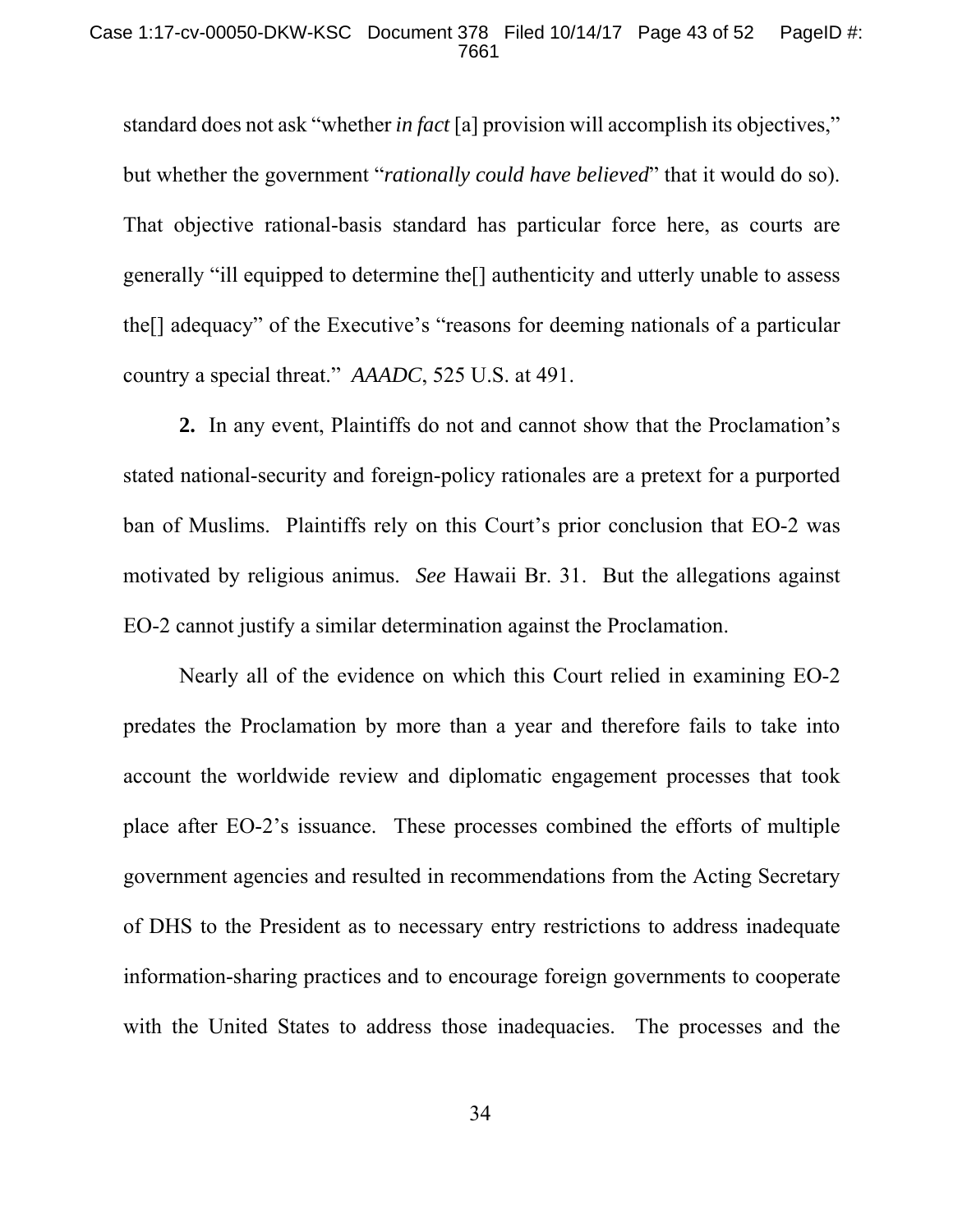standard does not ask "whether *in fact* [a] provision will accomplish its objectives," but whether the government "*rationally could have believed*" that it would do so). That objective rational-basis standard has particular force here, as courts are generally "ill equipped to determine the[] authenticity and utterly unable to assess the[] adequacy" of the Executive's "reasons for deeming nationals of a particular country a special threat." *AAADC*, 525 U.S. at 491.

**2.** In any event, Plaintiffs do not and cannot show that the Proclamation's stated national-security and foreign-policy rationales are a pretext for a purported ban of Muslims. Plaintiffs rely on this Court's prior conclusion that EO-2 was motivated by religious animus. *See* Hawaii Br. 31. But the allegations against EO-2 cannot justify a similar determination against the Proclamation.

Nearly all of the evidence on which this Court relied in examining EO-2 predates the Proclamation by more than a year and therefore fails to take into account the worldwide review and diplomatic engagement processes that took place after EO-2's issuance. These processes combined the efforts of multiple government agencies and resulted in recommendations from the Acting Secretary of DHS to the President as to necessary entry restrictions to address inadequate information-sharing practices and to encourage foreign governments to cooperate with the United States to address those inadequacies. The processes and the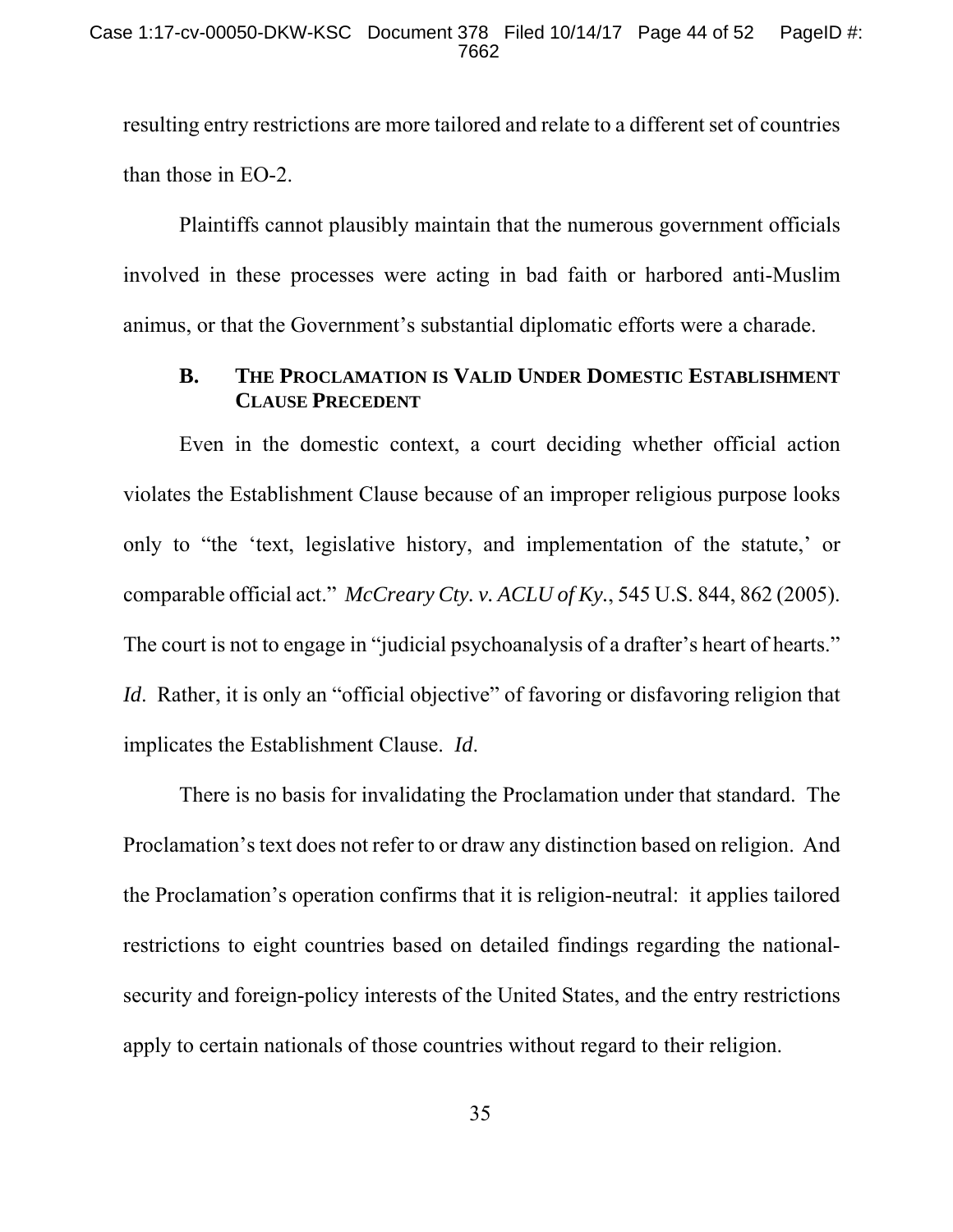resulting entry restrictions are more tailored and relate to a different set of countries than those in EO-2.

Plaintiffs cannot plausibly maintain that the numerous government officials involved in these processes were acting in bad faith or harbored anti-Muslim animus, or that the Government's substantial diplomatic efforts were a charade.

### B. THE PROCLAMATION IS VALID UNDER DOMESTIC ESTABLISHMENT CLAUSE PRECEDENT

Even in the domestic context, a court deciding whether official action violates the Establishment Clause because of an improper religious purpose looks only to "the 'text, legislative history, and implementation of the statute,' or comparable official act." *McCreary Cty. v. ACLU of Ky.*, 545 U.S. 844, 862 (2005). The court is not to engage in "judicial psychoanalysis of a drafter's heart of hearts." *Id*. Rather, it is only an "official objective" of favoring or disfavoring religion that implicates the Establishment Clause. *Id*.

There is no basis for invalidating the Proclamation under that standard. The Proclamation's text does not refer to or draw any distinction based on religion. And the Proclamation's operation confirms that it is religion-neutral: it applies tailored restrictions to eight countries based on detailed findings regarding the national-security and foreign-policy interests of the United States, and the entry restrictions apply to certain nationals of those countries without regard to their religion.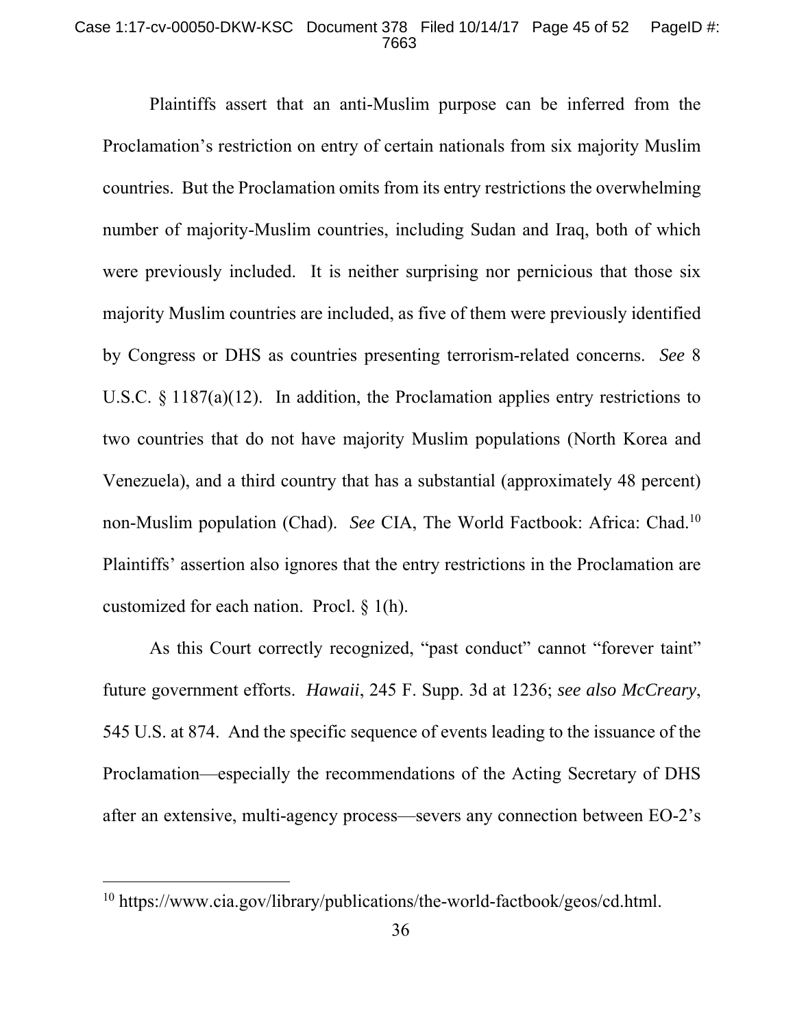Plaintiffs assert that an anti-Muslim purpose can be inferred from the Proclamation's restriction on entry of certain nationals from six majority Muslim countries. But the Proclamation omits from its entry restrictions the overwhelming number of majority-Muslim countries, including Sudan and Iraq, both of which were previously included. It is neither surprising nor pernicious that those six majority Muslim countries are included, as five of them were previously identified by Congress or DHS as countries presenting terrorism-related concerns. *See* 8 U.S.C. § 1187(a)(12). In addition, the Proclamation applies entry restrictions to two countries that do not have majority Muslim populations (North Korea and Venezuela), and a third country that has a substantial (approximately 48 percent) non-Muslim population (Chad). *See* CIA, The World Factbook: Africa: Chad.[10] Plaintiffs' assertion also ignores that the entry restrictions in the Proclamation are customized for each nation. Procl. § 1(h).

As this Court correctly recognized, "past conduct" cannot "forever taint" future government efforts. *Hawaii*, 245 F. Supp. 3d at 1236; *see also McCreary*, 545 U.S. at 874. And the specific sequence of events leading to the issuance of the Proclamation—especially the recommendations of the Acting Secretary of DHS after an extensive, multi-agency process—severs any connection between EO-2's

[10] https://www.cia.gov/library/publications/the-world-factbook/geos/cd.html.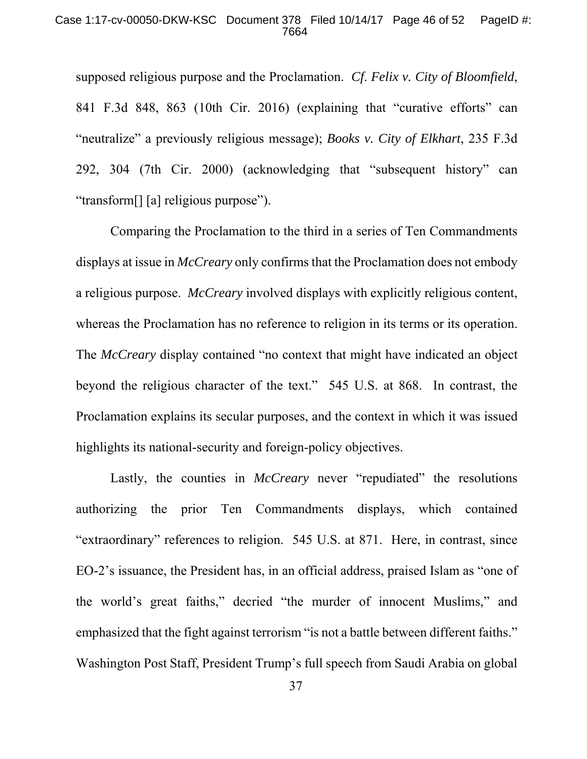supposed religious purpose and the Proclamation. *Cf. Felix v. City of Bloomfield*, 841 F.3d 848, 863 (10th Cir. 2016) (explaining that "curative efforts" can "neutralize" a previously religious message); *Books v. City of Elkhart*, 235 F.3d 292, 304 (7th Cir. 2000) (acknowledging that "subsequent history" can "transform[] [a] religious purpose").

Comparing the Proclamation to the third in a series of Ten Commandments displays at issue in *McCreary* only confirms that the Proclamation does not embody a religious purpose. *McCreary* involved displays with explicitly religious content, whereas the Proclamation has no reference to religion in its terms or its operation. The *McCreary* display contained "no context that might have indicated an object beyond the religious character of the text." 545 U.S. at 868. In contrast, the Proclamation explains its secular purposes, and the context in which it was issued highlights its national-security and foreign-policy objectives.

Lastly, the counties in *McCreary* never "repudiated" the resolutions authorizing the prior Ten Commandments displays, which contained "extraordinary" references to religion. 545 U.S. at 871. Here, in contrast, since EO-2's issuance, the President has, in an official address, praised Islam as "one of the world's great faiths," decried "the murder of innocent Muslims," and emphasized that the fight against terrorism "is not a battle between different faiths." Washington Post Staff, President Trump's full speech from Saudi Arabia on global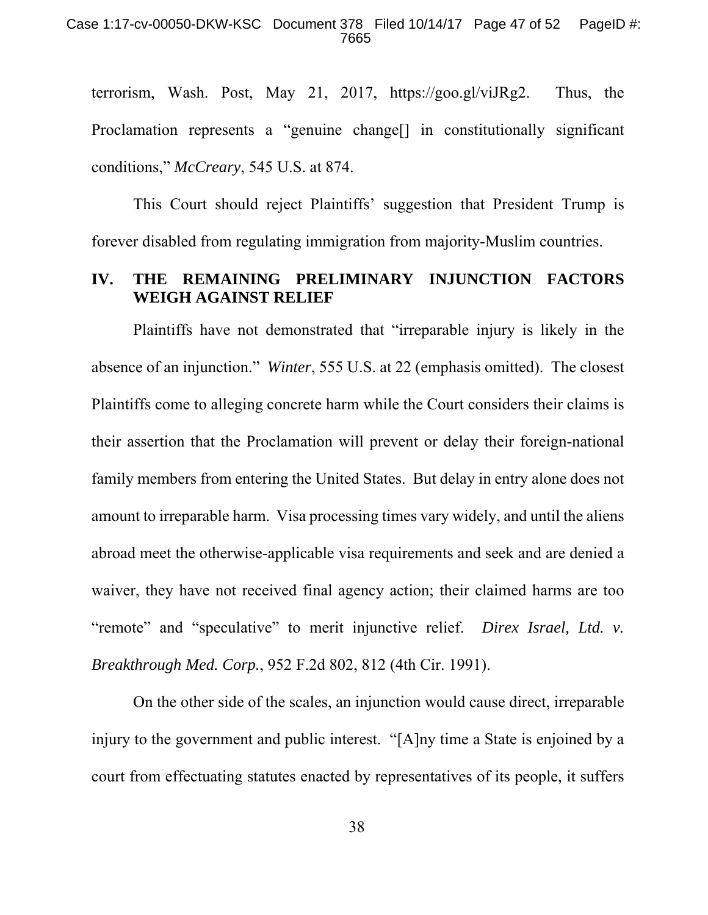terrorism, Wash. Post, May 21, 2017, https://goo.gl/viJRg2. Thus, the Proclamation represents a "genuine change[] in constitutionally significant conditions," *McCreary*, 545 U.S. at 874.

This Court should reject Plaintiffs' suggestion that President Trump is forever disabled from regulating immigration from majority-Muslim countries.

## IV. THE REMAINING PRELIMINARY INJUNCTION FACTORS WEIGH AGAINST RELIEF

Plaintiffs have not demonstrated that "irreparable injury is likely in the absence of an injunction." *Winter*, 555 U.S. at 22 (emphasis omitted). The closest Plaintiffs come to alleging concrete harm while the Court considers their claims is their assertion that the Proclamation will prevent or delay their foreign-national family members from entering the United States. But delay in entry alone does not amount to irreparable harm. Visa processing times vary widely, and until the aliens abroad meet the otherwise-applicable visa requirements and seek and are denied a waiver, they have not received final agency action; their claimed harms are too "remote" and "speculative" to merit injunctive relief. *Direx Israel, Ltd. v. Breakthrough Med. Corp.*, 952 F.2d 802, 812 (4th Cir. 1991).

On the other side of the scales, an injunction would cause direct, irreparable injury to the government and public interest. "[A]ny time a State is enjoined by a court from effectuating statutes enacted by representatives of its people, it suffers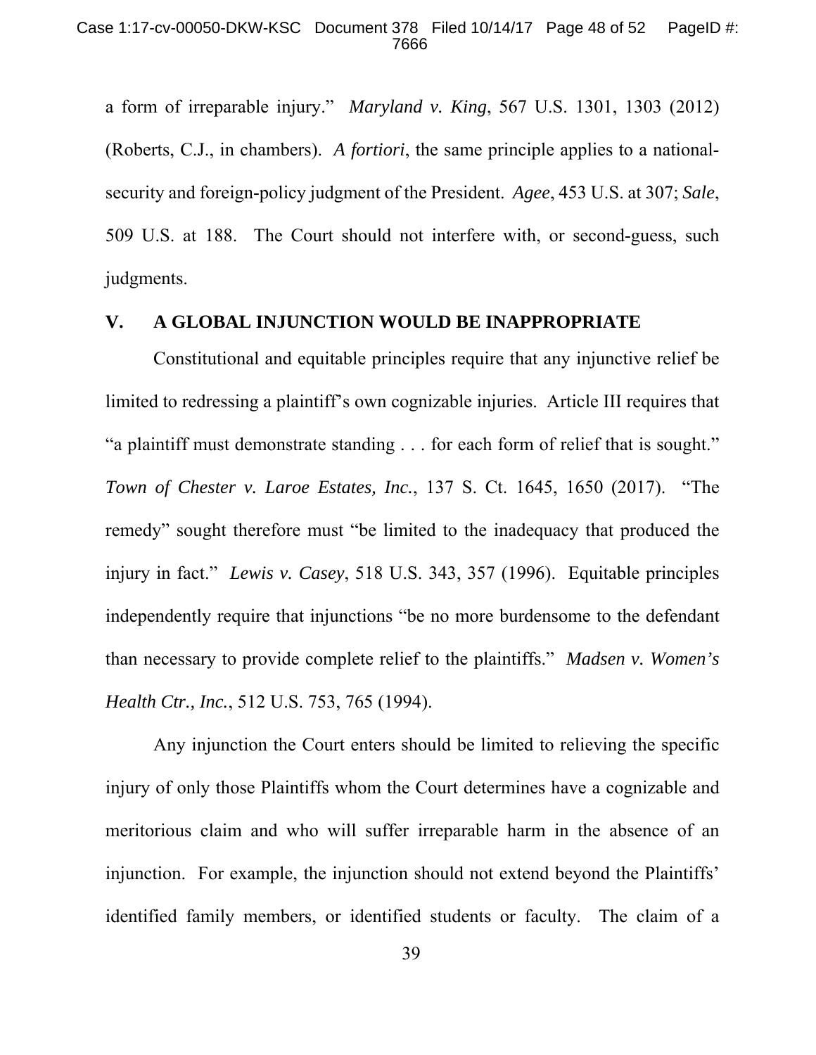a form of irreparable injury." *Maryland v. King*, 567 U.S. 1301, 1303 (2012) (Roberts, C.J., in chambers). *A fortiori*, the same principle applies to a national-security and foreign-policy judgment of the President. *Agee*, 453 U.S. at 307; *Sale*, 509 U.S. at 188. The Court should not interfere with, or second-guess, such judgments.

## V. A GLOBAL INJUNCTION WOULD BE INAPPROPRIATE

Constitutional and equitable principles require that any injunctive relief be limited to redressing a plaintiff's own cognizable injuries. Article III requires that "a plaintiff must demonstrate standing . . . for each form of relief that is sought." *Town of Chester v. Laroe Estates, Inc.*, 137 S. Ct. 1645, 1650 (2017). "The remedy" sought therefore must "be limited to the inadequacy that produced the injury in fact." *Lewis v. Casey*, 518 U.S. 343, 357 (1996). Equitable principles independently require that injunctions "be no more burdensome to the defendant than necessary to provide complete relief to the plaintiffs." *Madsen v. Women's Health Ctr., Inc.*, 512 U.S. 753, 765 (1994).

Any injunction the Court enters should be limited to relieving the specific injury of only those Plaintiffs whom the Court determines have a cognizable and meritorious claim and who will suffer irreparable harm in the absence of an injunction. For example, the injunction should not extend beyond the Plaintiffs' identified family members, or identified students or faculty. The claim of a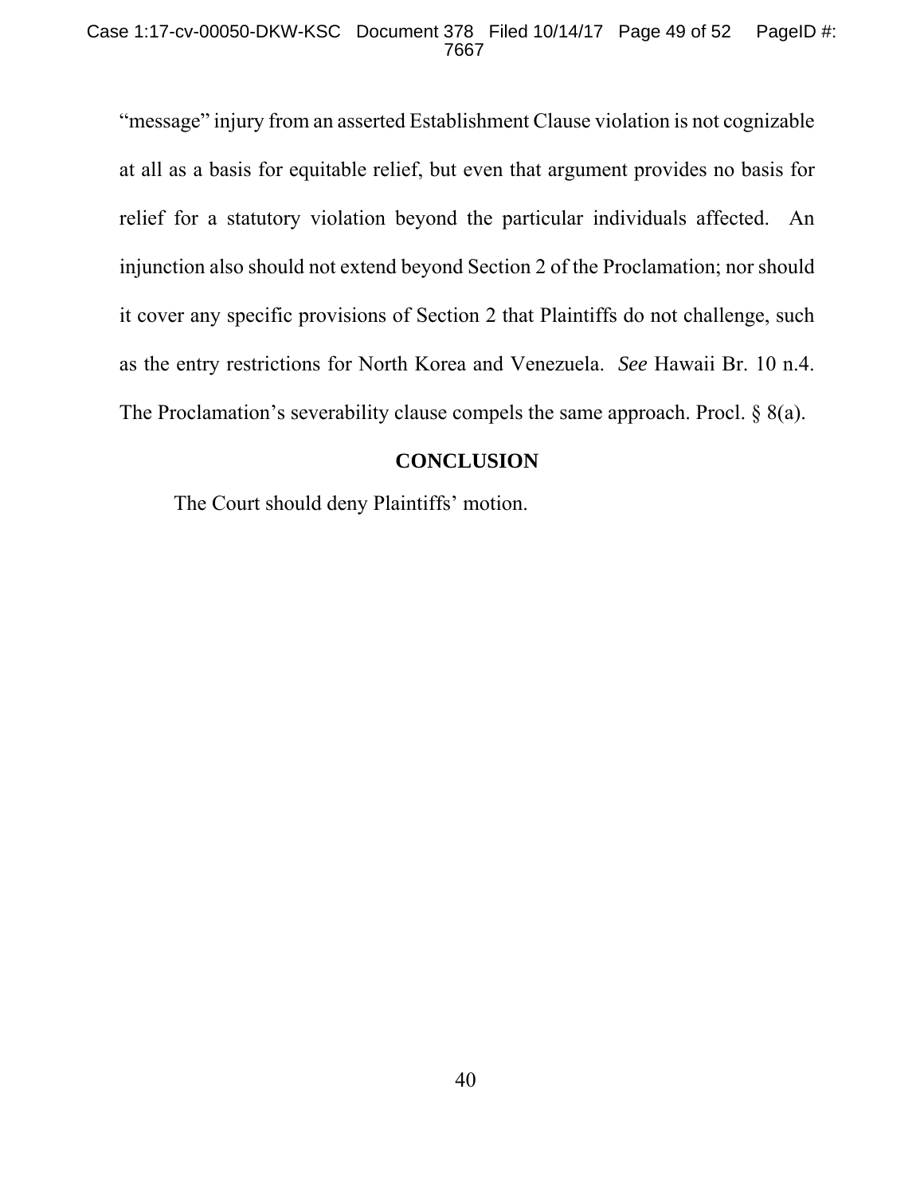"message" injury from an asserted Establishment Clause violation is not cognizable at all as a basis for equitable relief, but even that argument provides no basis for relief for a statutory violation beyond the particular individuals affected. An injunction also should not extend beyond Section 2 of the Proclamation; nor should it cover any specific provisions of Section 2 that Plaintiffs do not challenge, such as the entry restrictions for North Korea and Venezuela. *See* Hawaii Br. 10 n.4. The Proclamation's severability clause compels the same approach. Procl. § 8(a).

## CONCLUSION

The Court should deny Plaintiffs' motion.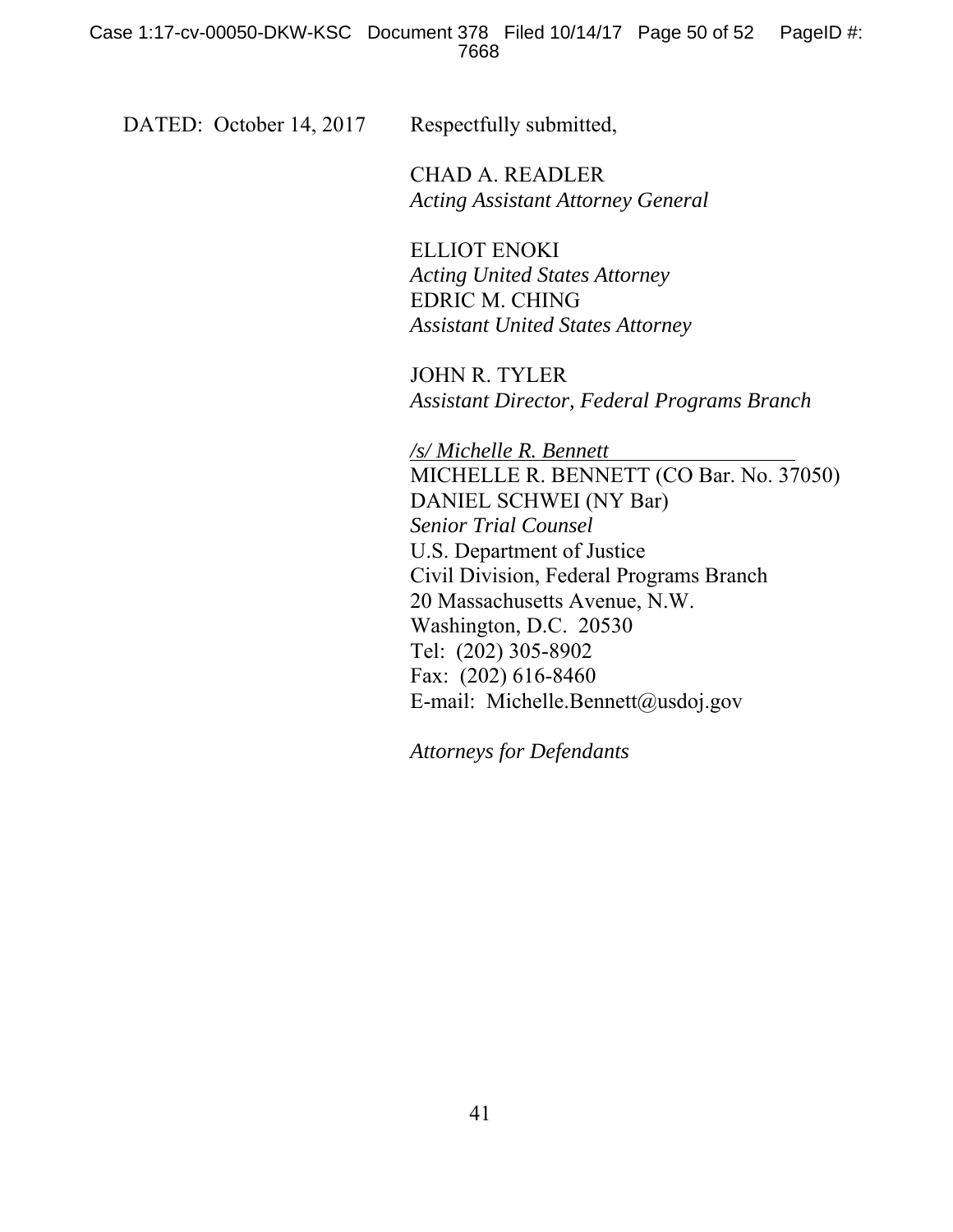DATED: October 14, 2017 Respectfully submitted,

CHAD A. READLER
*Acting Assistant Attorney General*

ELLIOT ENOKI
*Acting United States Attorney*
EDRIC M. CHING
*Assistant United States Attorney*

JOHN R. TYLER
*Assistant Director, Federal Programs Branch*

*/s/ Michelle R. Bennett*
MICHELLE R. BENNETT (CO Bar. No. 37050)
DANIEL SCHWEI (NY Bar)
*Senior Trial Counsel*
U.S. Department of Justice
Civil Division, Federal Programs Branch
20 Massachusetts Avenue, N.W.
Washington, D.C. 20530
Tel: (202) 305-8902
Fax: (202) 616-8460
E-mail: Michelle.Bennett@usdoj.gov

*Attorneys for Defendants*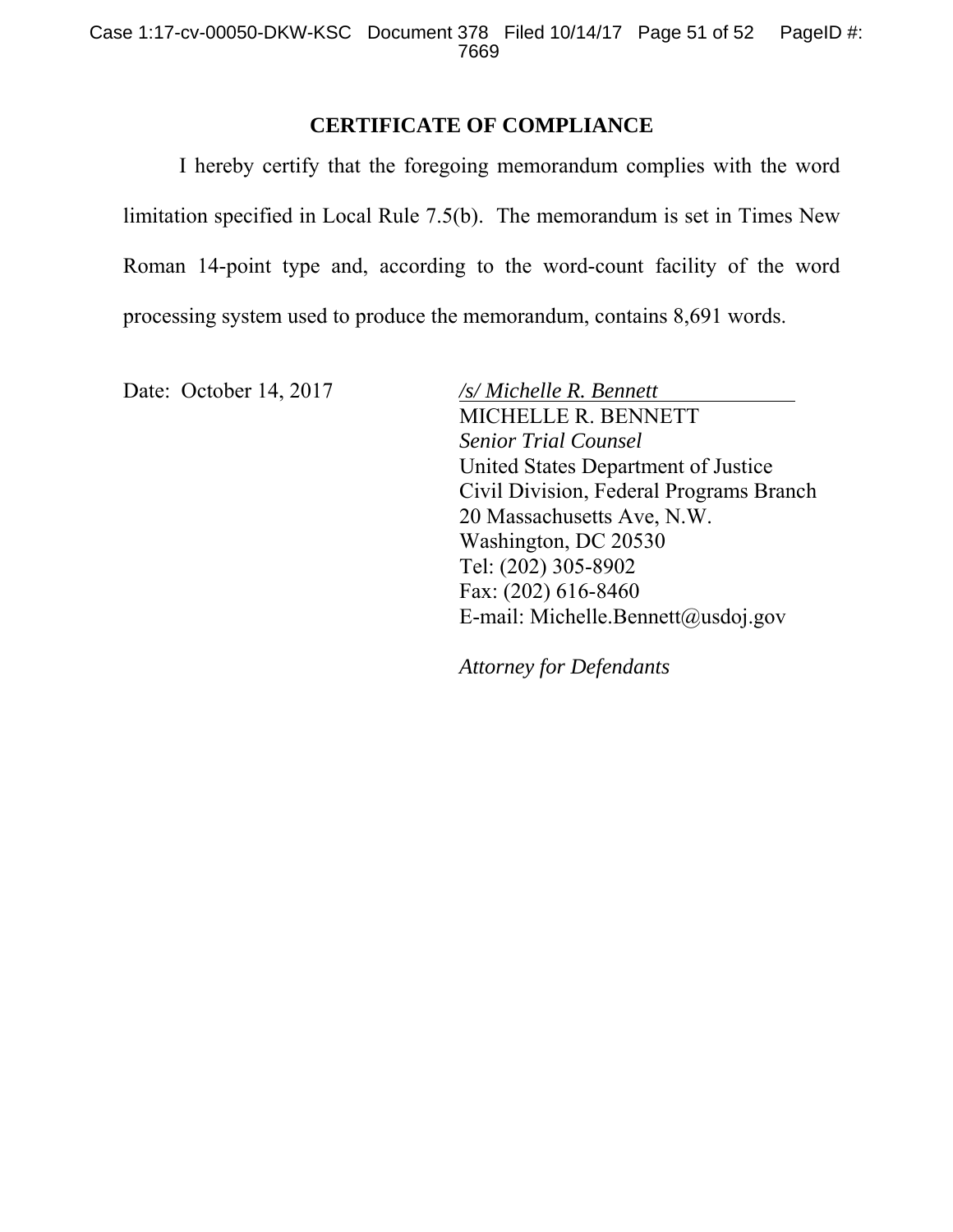## CERTIFICATE OF COMPLIANCE

I hereby certify that the foregoing memorandum complies with the word limitation specified in Local Rule 7.5(b). The memorandum is set in Times New Roman 14-point type and, according to the word-count facility of the word processing system used to produce the memorandum, contains 8,691 words.

Date: October 14, 2017

*/s/ Michelle R. Bennett*
MICHELLE R. BENNETT
*Senior Trial Counsel*
United States Department of Justice
Civil Division, Federal Programs Branch
20 Massachusetts Ave, N.W.
Washington, DC 20530
Tel: (202) 305-8902
Fax: (202) 616-8460
E-mail: Michelle.Bennett@usdoj.gov

*Attorney for Defendants*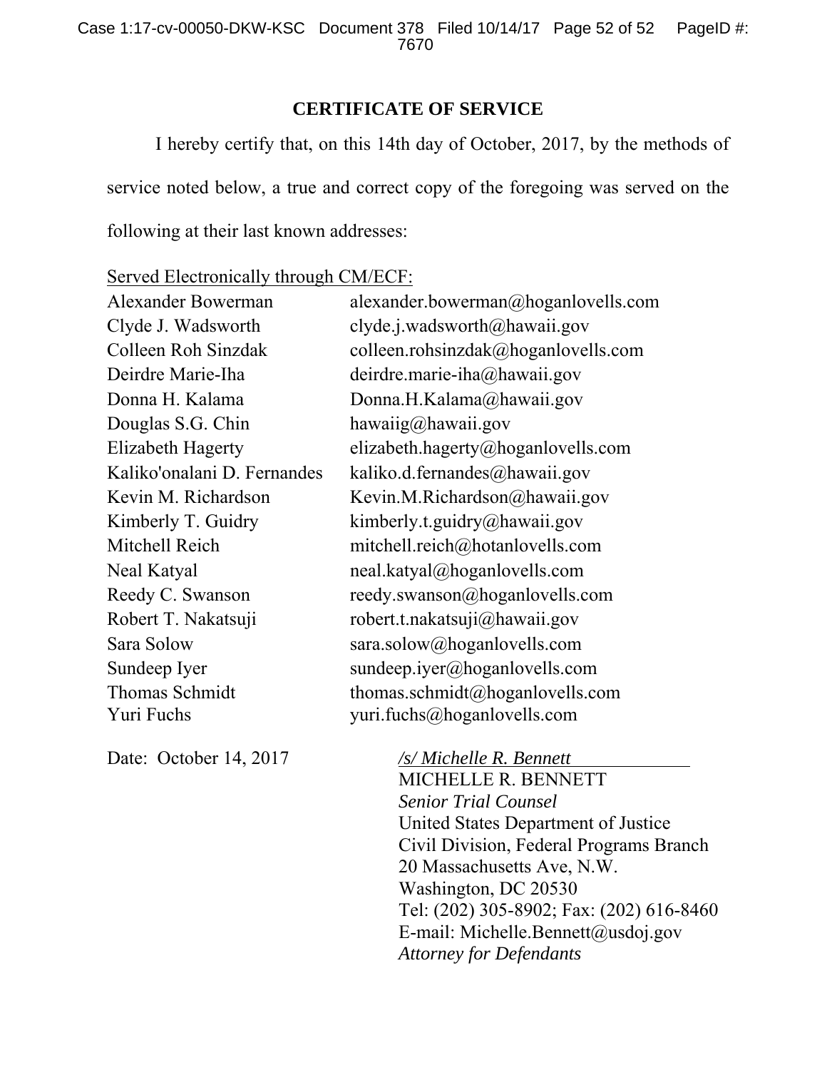**CERTIFICATE OF SERVICE**

I hereby certify that, on this 14th day of October, 2017, by the methods of service noted below, a true and correct copy of the foregoing was served on the following at their last known addresses:

Served Electronically through CM/ECF:

| | |
|---|---|
| Alexander Bowerman | alexander.bowerman@hoganlovells.com |
| Clyde J. Wadsworth | clyde.j.wadsworth@hawaii.gov |
| Colleen Roh Sinzdak | colleen.rohsinzdak@hoganlovells.com |
| Deirdre Marie-Iha | deirdre.marie-iha@hawaii.gov |
| Donna H. Kalama | Donna.H.Kalama@hawaii.gov |
| Douglas S.G. Chin | hawaiig@hawaii.gov |
| Elizabeth Hagerty | elizabeth.hagerty@hoganlovells.com |
| Kaliko'onalani D. Fernandes | kaliko.d.fernandes@hawaii.gov |
| Kevin M. Richardson | Kevin.M.Richardson@hawaii.gov |
| Kimberly T. Guidry | kimberly.t.guidry@hawaii.gov |
| Mitchell Reich | mitchell.reich@hotanlovells.com |
| Neal Katyal | neal.katyal@hoganlovells.com |
| Reedy C. Swanson | reedy.swanson@hoganlovells.com |
| Robert T. Nakatsuji | robert.t.nakatsuji@hawaii.gov |
| Sara Solow | sara.solow@hoganlovells.com |
| Sundeep Iyer | sundeep.iyer@hoganlovells.com |
| Thomas Schmidt | thomas.schmidt@hoganlovells.com |
| Yuri Fuchs | yuri.fuchs@hoganlovells.com |

Date: October 14, 2017

*/s/ Michelle R. Bennett*
MICHELLE R. BENNETT
*Senior Trial Counsel*
United States Department of Justice
Civil Division, Federal Programs Branch
20 Massachusetts Ave, N.W.
Washington, DC 20530
Tel: (202) 305-8902; Fax: (202) 616-8460
E-mail: Michelle.Bennett@usdoj.gov
*Attorney for Defendants*